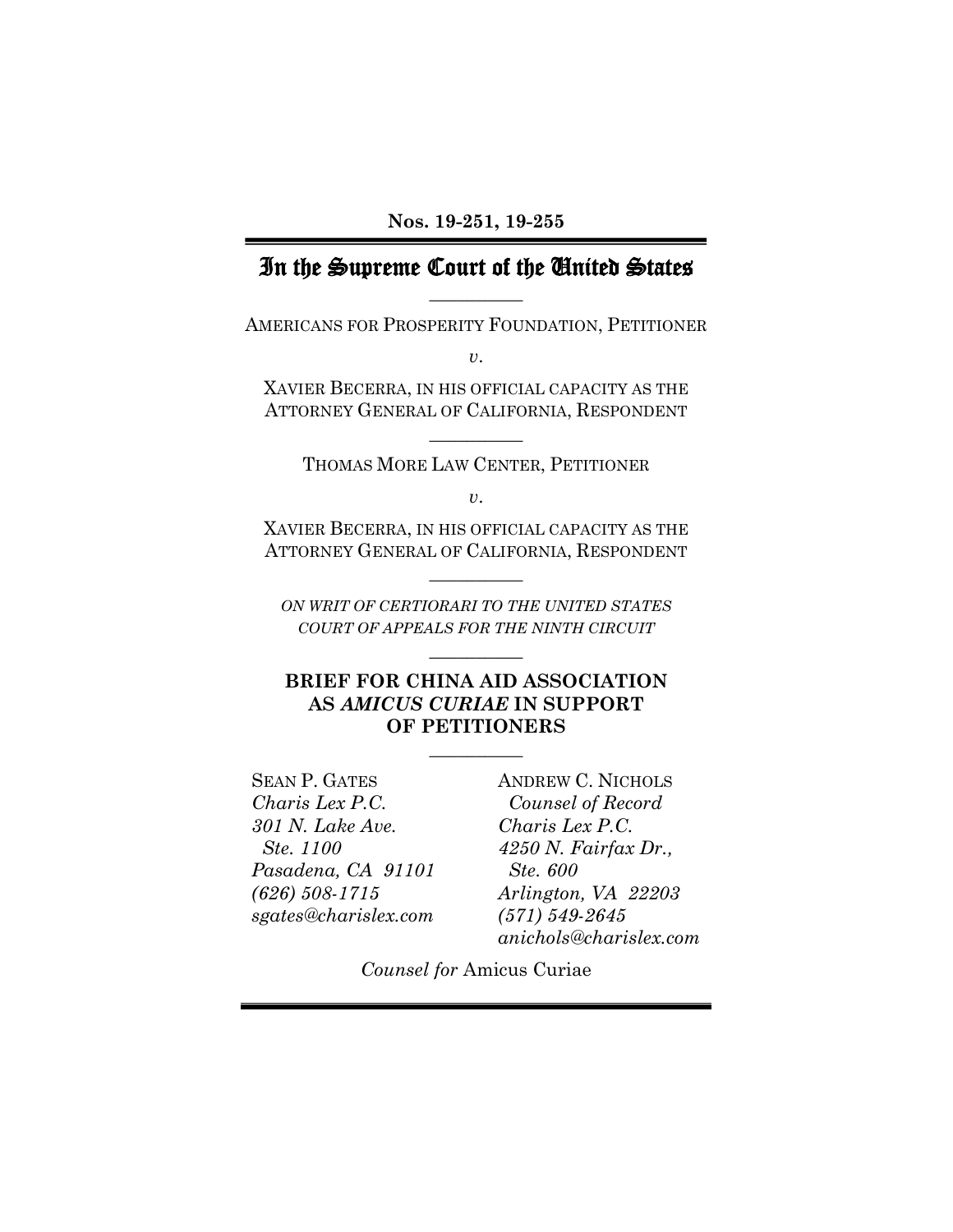**Nos. 19-251, 19-255**

# In the Supreme Court of the United States

---

AMERICANS FOR PROSPERITY FOUNDATION, PETITIONER

*v.*

XAVIER BECERRA, IN HIS OFFICIAL CAPACITY AS THE ATTORNEY GENERAL OF CALIFORNIA, RESPONDENT

---

THOMAS MORE LAW CENTER, PETITIONER

*v.*

XAVIER BECERRA, IN HIS OFFICIAL CAPACITY AS THE ATTORNEY GENERAL OF CALIFORNIA, RESPONDENT

---

*ON WRIT OF CERTIORARI TO THE UNITED STATES COURT OF APPEALS FOR THE NINTH CIRCUIT*

---

## BRIEF FOR CHINA AID ASSOCIATION AS *AMICUS CURIAE* IN SUPPORT OF PETITIONERS

---

SEAN P. GATES
*Charis Lex P.C.*
*301 N. Lake Ave.*
*Ste. 1100*
*Pasadena, CA 91101*
*(626) 508-1715*
*sgates@charislex.com*

ANDREW C. NICHOLS
*Counsel of Record*
*Charis Lex P.C.*
*4250 N. Fairfax Dr.,*
*Ste. 600*
*Arlington, VA 22203*
*(571) 549-2645*
*anichols@charislex.com*

*Counsel for* Amicus Curiae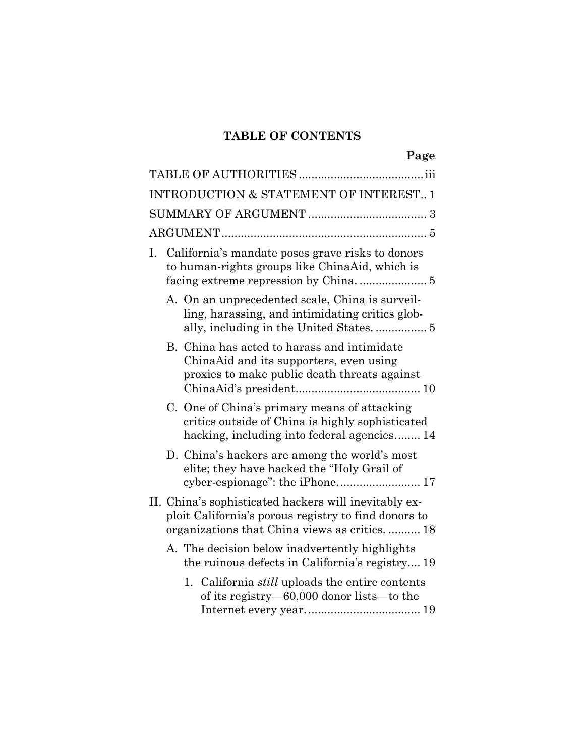**TABLE OF CONTENTS**

| | Page |
|---|---|
| TABLE OF AUTHORITIES | iii |
| INTRODUCTION & STATEMENT OF INTEREST | 1 |
| SUMMARY OF ARGUMENT | 3 |
| ARGUMENT | 5 |
| I. California's mandate poses grave risks to donors to human-rights groups like ChinaAid, which is facing extreme repression by China. | 5 |
| A. On an unprecedented scale, China is surveilling, harassing, and intimidating critics globally, including in the United States. | 5 |
| B. China has acted to harass and intimidate ChinaAid and its supporters, even using proxies to make public death threats against ChinaAid's president | 10 |
| C. One of China's primary means of attacking critics outside of China is highly sophisticated hacking, including into federal agencies. | 14 |
| D. China's hackers are among the world's most elite; they have hacked the "Holy Grail of cyber-espionage": the iPhone. | 17 |
| II. China's sophisticated hackers will inevitably exploit California's porous registry to find donors to organizations that China views as critics. | 18 |
| A. The decision below inadvertently highlights the ruinous defects in California's registry | 19 |
| 1. California *still* uploads the entire contents of its registry—60,000 donor lists—to the Internet every year. | 19 |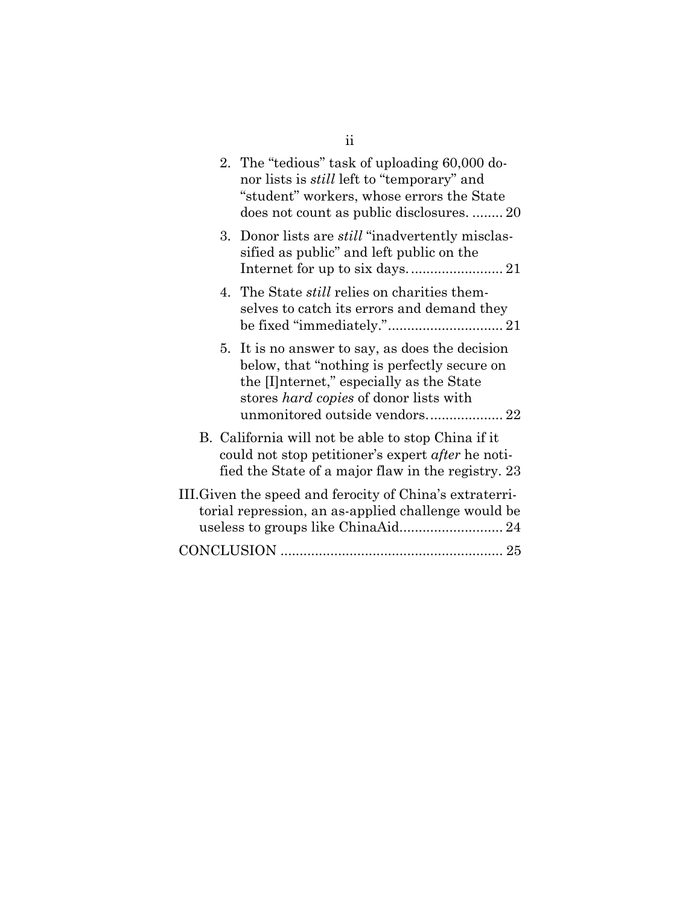2. The "tedious" task of uploading 60,000 donor lists is *still* left to "temporary" and "student" workers, whose errors the State does not count as public disclosures. ........ 20

3. Donor lists are *still* "inadvertently misclassified as public" and left public on the Internet for up to six days. ........................ 21

4. The State *still* relies on charities themselves to catch its errors and demand they be fixed "immediately." .............................. 21

5. It is no answer to say, as does the decision below, that "nothing is perfectly secure on the [I]nternet," especially as the State stores *hard copies* of donor lists with unmonitored outside vendors. ................... 22

B. California will not be able to stop China if it could not stop petitioner's expert *after* he notified the State of a major flaw in the registry. 23

III. Given the speed and ferocity of China's extraterritorial repression, an as-applied challenge would be useless to groups like ChinaAid.......................... 24

CONCLUSION ......................................................... 25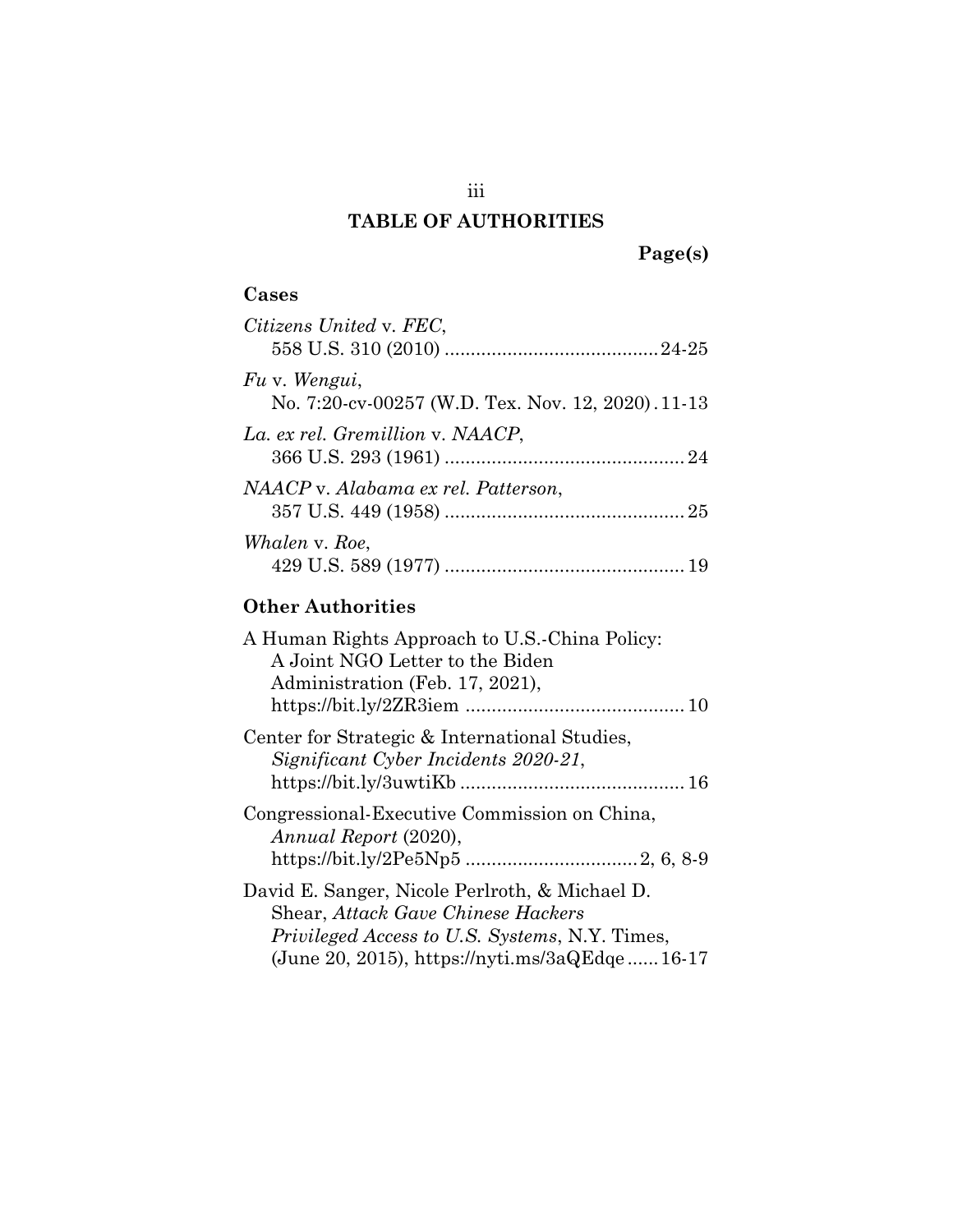# TABLE OF AUTHORITIES

**Page(s)**

## Cases

*Citizens United* v. *FEC*,
558 U.S. 310 (2010) ........................................ 24-25

*Fu* v. *Wengui*,
No. 7:20-cv-00257 (W.D. Tex. Nov. 12, 2020) . 11-13

*La. ex rel. Gremillion* v. *NAACP*,
366 U.S. 293 (1961) ............................................. 24

*NAACP* v. *Alabama ex rel. Patterson*,
357 U.S. 449 (1958) ............................................. 25

*Whalen* v. *Roe*,
429 U.S. 589 (1977) ............................................. 19

## Other Authorities

A Human Rights Approach to U.S.-China Policy: A Joint NGO Letter to the Biden Administration (Feb. 17, 2021), https://bit.ly/2ZR3iem ......................................... 10

Center for Strategic & International Studies, *Significant Cyber Incidents 2020-21*, https://bit.ly/3uwtiKb .......................................... 16

Congressional-Executive Commission on China, *Annual Report* (2020), https://bit.ly/2Pe5Np5 ................................ 2, 6, 8-9

David E. Sanger, Nicole Perlroth, & Michael D. Shear, *Attack Gave Chinese Hackers Privileged Access to U.S. Systems*, N.Y. Times, (June 20, 2015), https://nyti.ms/3aQEdqe ...... 16-17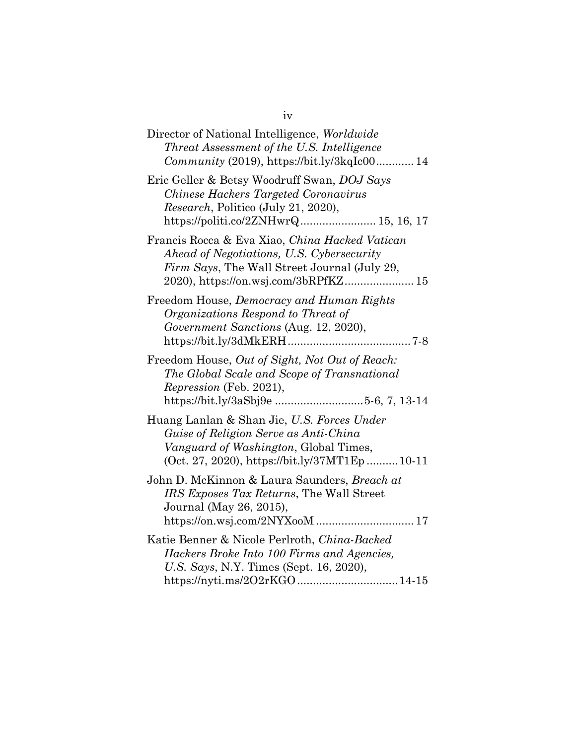Director of National Intelligence, *Worldwide Threat Assessment of the U.S. Intelligence Community* (2019), https://bit.ly/3kqIc00............ 14

Eric Geller & Betsy Woodruff Swan, *DOJ Says Chinese Hackers Targeted Coronavirus Research*, Politico (July 21, 2020), https://politi.co/2ZNHwrQ........................ 15, 16, 17

Francis Rocca & Eva Xiao, *China Hacked Vatican Ahead of Negotiations, U.S. Cybersecurity Firm Says*, The Wall Street Journal (July 29, 2020), https://on.wsj.com/3bRPfKZ...................... 15

Freedom House, *Democracy and Human Rights Organizations Respond to Threat of Government Sanctions* (Aug. 12, 2020), https://bit.ly/3dMkERH....................................... 7-8

Freedom House, *Out of Sight, Not Out of Reach: The Global Scale and Scope of Transnational Repression* (Feb. 2021), https://bit.ly/3aSbj9e ............................5-6, 7, 13-14

Huang Lanlan & Shan Jie, *U.S. Forces Under Guise of Religion Serve as Anti-China Vanguard of Washington*, Global Times, (Oct. 27, 2020), https://bit.ly/37MT1Ep .......... 10-11

John D. McKinnon & Laura Saunders, *Breach at IRS Exposes Tax Returns*, The Wall Street Journal (May 26, 2015), https://on.wsj.com/2NYXooM ............................... 17

Katie Benner & Nicole Perlroth, *China-Backed Hackers Broke Into 100 Firms and Agencies, U.S. Says*, N.Y. Times (Sept. 16, 2020), https://nyti.ms/2O2rKGO................................ 14-15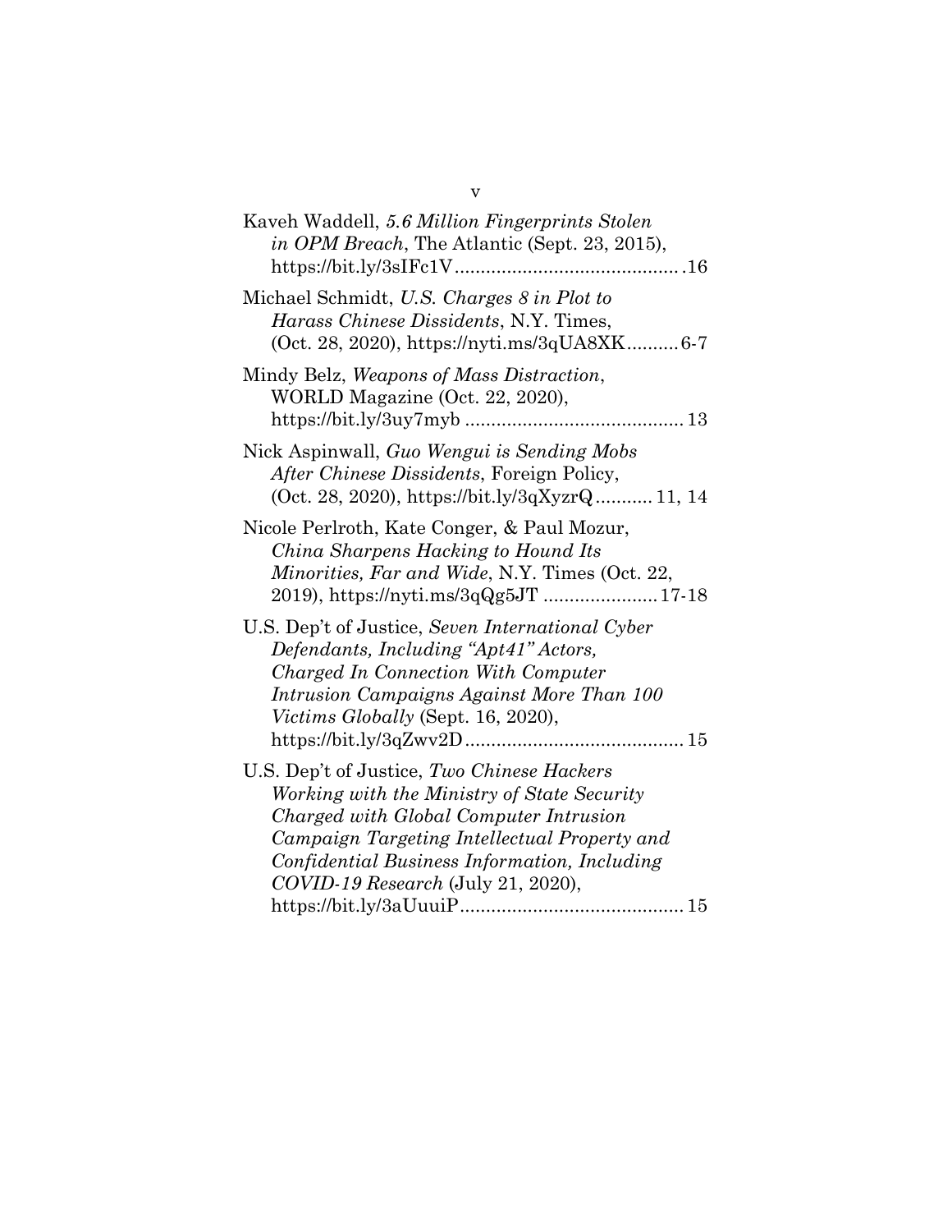Kaveh Waddell, *5.6 Million Fingerprints Stolen in OPM Breach*, The Atlantic (Sept. 23, 2015), https://bit.ly/3sIFc1V............................................16

Michael Schmidt, *U.S. Charges 8 in Plot to Harass Chinese Dissidents*, N.Y. Times, (Oct. 28, 2020), https://nyti.ms/3qUA8XK..........6-7

Mindy Belz, *Weapons of Mass Distraction*, WORLD Magazine (Oct. 22, 2020), https://bit.ly/3uy7myb ..........................................13

Nick Aspinwall, *Guo Wengui is Sending Mobs After Chinese Dissidents*, Foreign Policy, (Oct. 28, 2020), https://bit.ly/3qXyzrQ........... 11, 14

Nicole Perlroth, Kate Conger, & Paul Mozur, *China Sharpens Hacking to Hound Its Minorities, Far and Wide*, N.Y. Times (Oct. 22, 2019), https://nyti.ms/3qQg5JT ......................17-18

U.S. Dep't of Justice, *Seven International Cyber Defendants, Including "Apt41" Actors, Charged In Connection With Computer Intrusion Campaigns Against More Than 100 Victims Globally* (Sept. 16, 2020), https://bit.ly/3qZwv2D..........................................15

U.S. Dep't of Justice, *Two Chinese Hackers Working with the Ministry of State Security Charged with Global Computer Intrusion Campaign Targeting Intellectual Property and Confidential Business Information, Including COVID-19 Research* (July 21, 2020), https://bit.ly/3aUuuiP...........................................15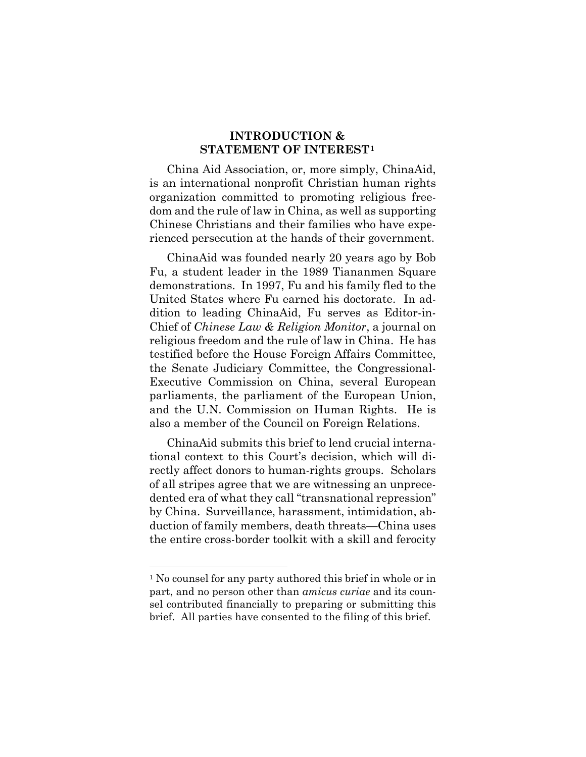## INTRODUCTION & STATEMENT OF INTEREST[1]

China Aid Association, or, more simply, ChinaAid, is an international nonprofit Christian human rights organization committed to promoting religious freedom and the rule of law in China, as well as supporting Chinese Christians and their families who have experienced persecution at the hands of their government.

ChinaAid was founded nearly 20 years ago by Bob Fu, a student leader in the 1989 Tiananmen Square demonstrations. In 1997, Fu and his family fled to the United States where Fu earned his doctorate. In addition to leading ChinaAid, Fu serves as Editor-in-Chief of *Chinese Law & Religion Monitor*, a journal on religious freedom and the rule of law in China. He has testified before the House Foreign Affairs Committee, the Senate Judiciary Committee, the Congressional-Executive Commission on China, several European parliaments, the parliament of the European Union, and the U.N. Commission on Human Rights. He is also a member of the Council on Foreign Relations.

ChinaAid submits this brief to lend crucial international context to this Court's decision, which will directly affect donors to human-rights groups. Scholars of all stripes agree that we are witnessing an unprecedented era of what they call "transnational repression" by China. Surveillance, harassment, intimidation, abduction of family members, death threats—China uses the entire cross-border toolkit with a skill and ferocity

[1] No counsel for any party authored this brief in whole or in part, and no person other than *amicus curiae* and its counsel contributed financially to preparing or submitting this brief. All parties have consented to the filing of this brief.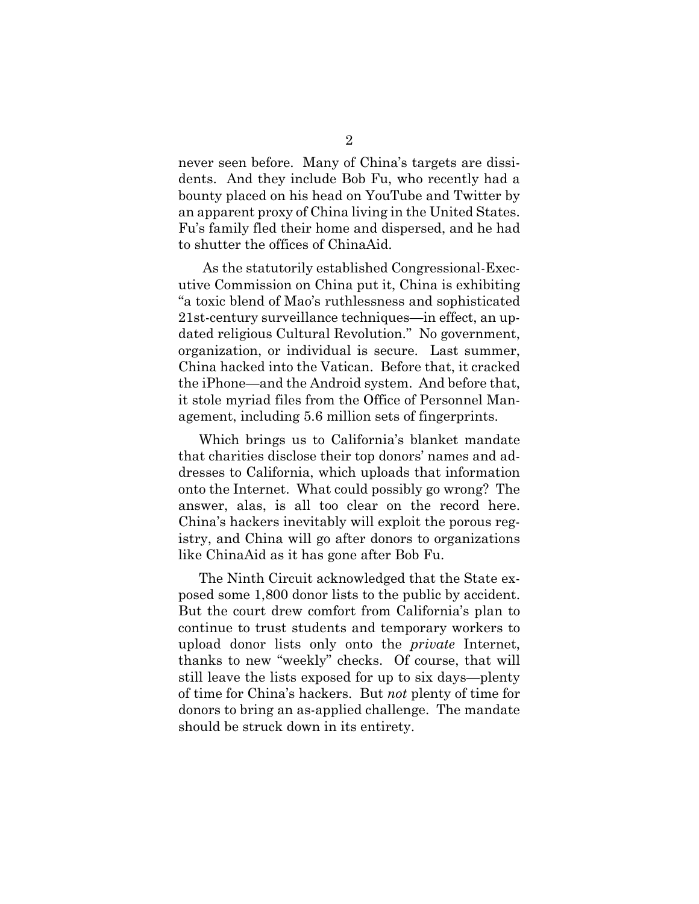never seen before. Many of China's targets are dissidents. And they include Bob Fu, who recently had a bounty placed on his head on YouTube and Twitter by an apparent proxy of China living in the United States. Fu's family fled their home and dispersed, and he had to shutter the offices of ChinaAid.

As the statutorily established Congressional-Executive Commission on China put it, China is exhibiting "a toxic blend of Mao's ruthlessness and sophisticated 21st-century surveillance techniques—in effect, an updated religious Cultural Revolution." No government, organization, or individual is secure. Last summer, China hacked into the Vatican. Before that, it cracked the iPhone—and the Android system. And before that, it stole myriad files from the Office of Personnel Management, including 5.6 million sets of fingerprints.

Which brings us to California's blanket mandate that charities disclose their top donors' names and addresses to California, which uploads that information onto the Internet. What could possibly go wrong? The answer, alas, is all too clear on the record here. China's hackers inevitably will exploit the porous registry, and China will go after donors to organizations like ChinaAid as it has gone after Bob Fu.

The Ninth Circuit acknowledged that the State exposed some 1,800 donor lists to the public by accident. But the court drew comfort from California's plan to continue to trust students and temporary workers to upload donor lists only onto the *private* Internet, thanks to new "weekly" checks. Of course, that will still leave the lists exposed for up to six days—plenty of time for China's hackers. But *not* plenty of time for donors to bring an as-applied challenge. The mandate should be struck down in its entirety.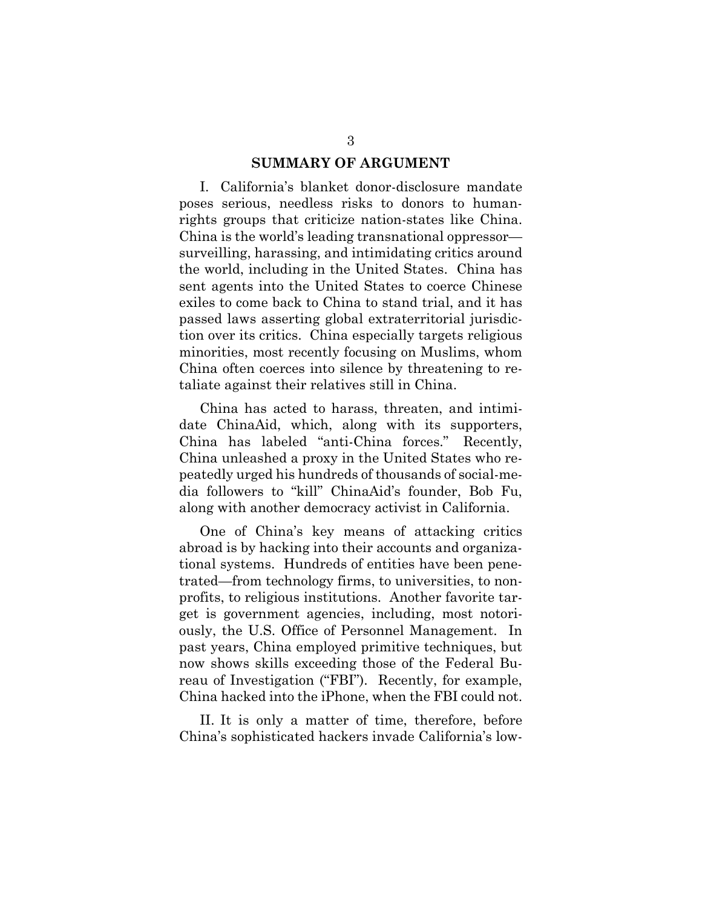## SUMMARY OF ARGUMENT

I. California's blanket donor-disclosure mandate poses serious, needless risks to donors to human-rights groups that criticize nation-states like China. China is the world's leading transnational oppressor—surveilling, harassing, and intimidating critics around the world, including in the United States. China has sent agents into the United States to coerce Chinese exiles to come back to China to stand trial, and it has passed laws asserting global extraterritorial jurisdiction over its critics. China especially targets religious minorities, most recently focusing on Muslims, whom China often coerces into silence by threatening to retaliate against their relatives still in China.

China has acted to harass, threaten, and intimidate ChinaAid, which, along with its supporters, China has labeled "anti-China forces." Recently, China unleashed a proxy in the United States who repeatedly urged his hundreds of thousands of social-media followers to "kill" ChinaAid's founder, Bob Fu, along with another democracy activist in California.

One of China's key means of attacking critics abroad is by hacking into their accounts and organizational systems. Hundreds of entities have been penetrated—from technology firms, to universities, to nonprofits, to religious institutions. Another favorite target is government agencies, including, most notoriously, the U.S. Office of Personnel Management. In past years, China employed primitive techniques, but now shows skills exceeding those of the Federal Bureau of Investigation ("FBI"). Recently, for example, China hacked into the iPhone, when the FBI could not.

II. It is only a matter of time, therefore, before China's sophisticated hackers invade California's low-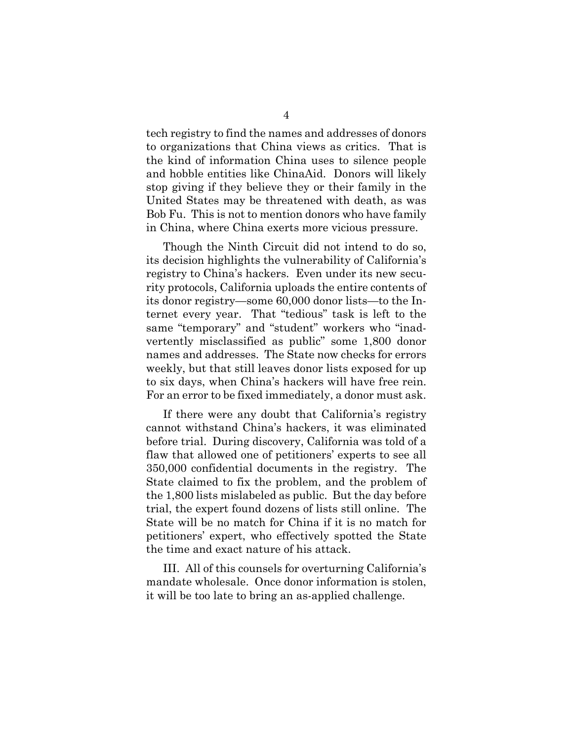tech registry to find the names and addresses of donors to organizations that China views as critics. That is the kind of information China uses to silence people and hobble entities like ChinaAid. Donors will likely stop giving if they believe they or their family in the United States may be threatened with death, as was Bob Fu. This is not to mention donors who have family in China, where China exerts more vicious pressure.

Though the Ninth Circuit did not intend to do so, its decision highlights the vulnerability of California's registry to China's hackers. Even under its new security protocols, California uploads the entire contents of its donor registry—some 60,000 donor lists—to the Internet every year. That "tedious" task is left to the same "temporary" and "student" workers who "inadvertently misclassified as public" some 1,800 donor names and addresses. The State now checks for errors weekly, but that still leaves donor lists exposed for up to six days, when China's hackers will have free rein. For an error to be fixed immediately, a donor must ask.

If there were any doubt that California's registry cannot withstand China's hackers, it was eliminated before trial. During discovery, California was told of a flaw that allowed one of petitioners' experts to see all 350,000 confidential documents in the registry. The State claimed to fix the problem, and the problem of the 1,800 lists mislabeled as public. But the day before trial, the expert found dozens of lists still online. The State will be no match for China if it is no match for petitioners' expert, who effectively spotted the State the time and exact nature of his attack.

III. All of this counsels for overturning California's mandate wholesale. Once donor information is stolen, it will be too late to bring an as-applied challenge.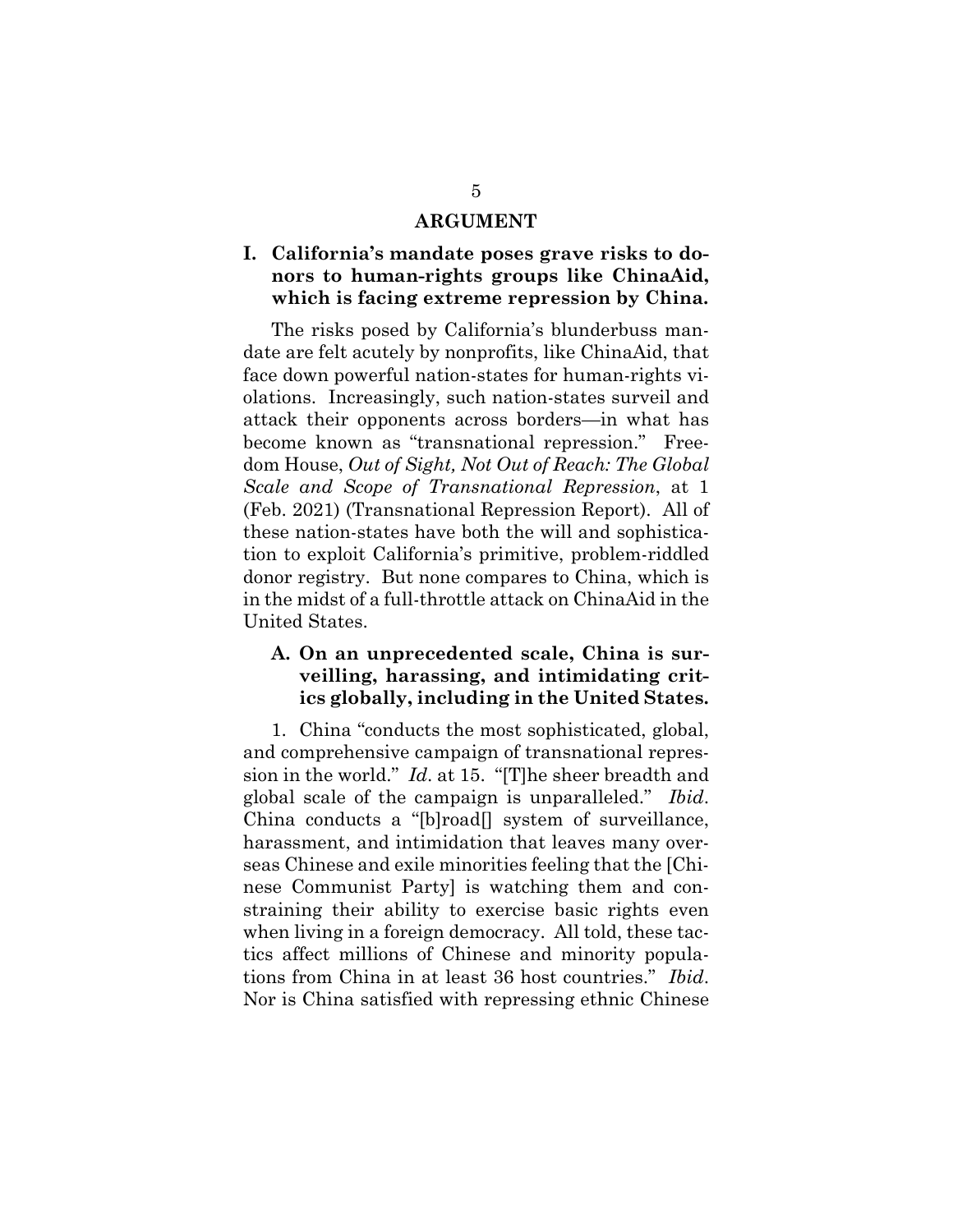# ARGUMENT

## I. California's mandate poses grave risks to donors to human-rights groups like ChinaAid, which is facing extreme repression by China.

The risks posed by California's blunderbuss mandate are felt acutely by nonprofits, like ChinaAid, that face down powerful nation-states for human-rights violations. Increasingly, such nation-states surveil and attack their opponents across borders—in what has become known as "transnational repression." Freedom House, *Out of Sight, Not Out of Reach: The Global Scale and Scope of Transnational Repression*, at 1 (Feb. 2021) (Transnational Repression Report). All of these nation-states have both the will and sophistication to exploit California's primitive, problem-riddled donor registry. But none compares to China, which is in the midst of a full-throttle attack on ChinaAid in the United States.

### A. On an unprecedented scale, China is surveilling, harassing, and intimidating critics globally, including in the United States.

1. China "conducts the most sophisticated, global, and comprehensive campaign of transnational repression in the world." *Id.* at 15. "[T]he sheer breadth and global scale of the campaign is unparalleled." *Ibid.* China conducts a "[b]road[] system of surveillance, harassment, and intimidation that leaves many overseas Chinese and exile minorities feeling that the [Chinese Communist Party] is watching them and constraining their ability to exercise basic rights even when living in a foreign democracy. All told, these tactics affect millions of Chinese and minority populations from China in at least 36 host countries." *Ibid.* Nor is China satisfied with repressing ethnic Chinese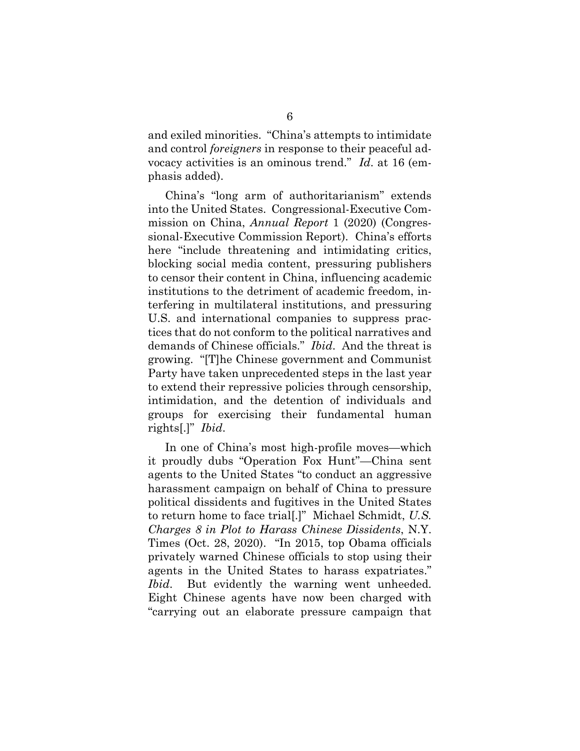and exiled minorities. "China's attempts to intimidate and control *foreigners* in response to their peaceful advocacy activities is an ominous trend." *Id*. at 16 (emphasis added).

China's "long arm of authoritarianism" extends into the United States. Congressional-Executive Commission on China, *Annual Report* 1 (2020) (Congressional-Executive Commission Report). China's efforts here "include threatening and intimidating critics, blocking social media content, pressuring publishers to censor their content in China, influencing academic institutions to the detriment of academic freedom, interfering in multilateral institutions, and pressuring U.S. and international companies to suppress practices that do not conform to the political narratives and demands of Chinese officials." *Ibid*. And the threat is growing. "[T]he Chinese government and Communist Party have taken unprecedented steps in the last year to extend their repressive policies through censorship, intimidation, and the detention of individuals and groups for exercising their fundamental human rights[.]" *Ibid*.

In one of China's most high-profile moves—which it proudly dubs "Operation Fox Hunt"—China sent agents to the United States "to conduct an aggressive harassment campaign on behalf of China to pressure political dissidents and fugitives in the United States to return home to face trial[.]" Michael Schmidt, *U.S. Charges 8 in Plot to Harass Chinese Dissidents*, N.Y. Times (Oct. 28, 2020). "In 2015, top Obama officials privately warned Chinese officials to stop using their agents in the United States to harass expatriates." *Ibid*. But evidently the warning went unheeded. Eight Chinese agents have now been charged with "carrying out an elaborate pressure campaign that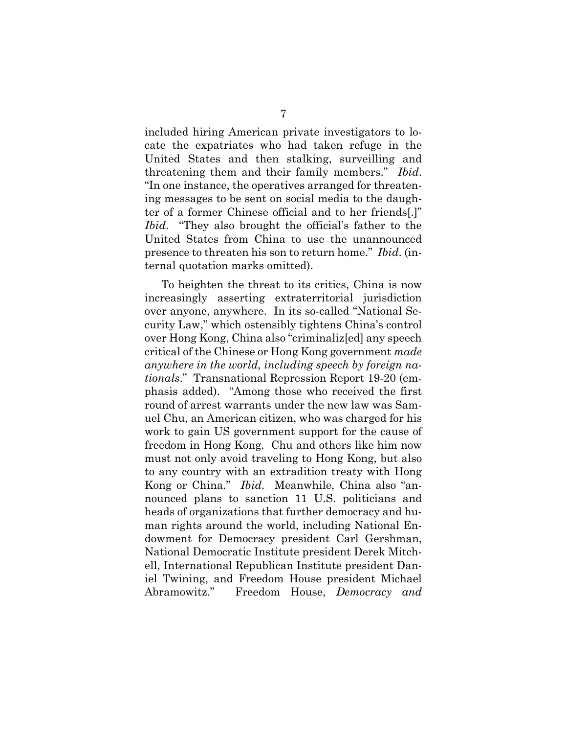included hiring American private investigators to locate the expatriates who had taken refuge in the United States and then stalking, surveilling and threatening them and their family members." *Ibid*. "In one instance, the operatives arranged for threatening messages to be sent on social media to the daughter of a former Chinese official and to her friends[.]" *Ibid*. "They also brought the official's father to the United States from China to use the unannounced presence to threaten his son to return home." *Ibid*. (internal quotation marks omitted).

To heighten the threat to its critics, China is now increasingly asserting extraterritorial jurisdiction over anyone, anywhere. In its so-called "National Security Law," which ostensibly tightens China's control over Hong Kong, China also "criminaliz[ed] any speech critical of the Chinese or Hong Kong government *made anywhere in the world, including speech by foreign nationals*." Transnational Repression Report 19-20 (emphasis added). "Among those who received the first round of arrest warrants under the new law was Samuel Chu, an American citizen, who was charged for his work to gain US government support for the cause of freedom in Hong Kong. Chu and others like him now must not only avoid traveling to Hong Kong, but also to any country with an extradition treaty with Hong Kong or China." *Ibid*. Meanwhile, China also "announced plans to sanction 11 U.S. politicians and heads of organizations that further democracy and human rights around the world, including National Endowment for Democracy president Carl Gershman, National Democratic Institute president Derek Mitchell, International Republican Institute president Daniel Twining, and Freedom House president Michael Abramowitz." Freedom House, *Democracy and*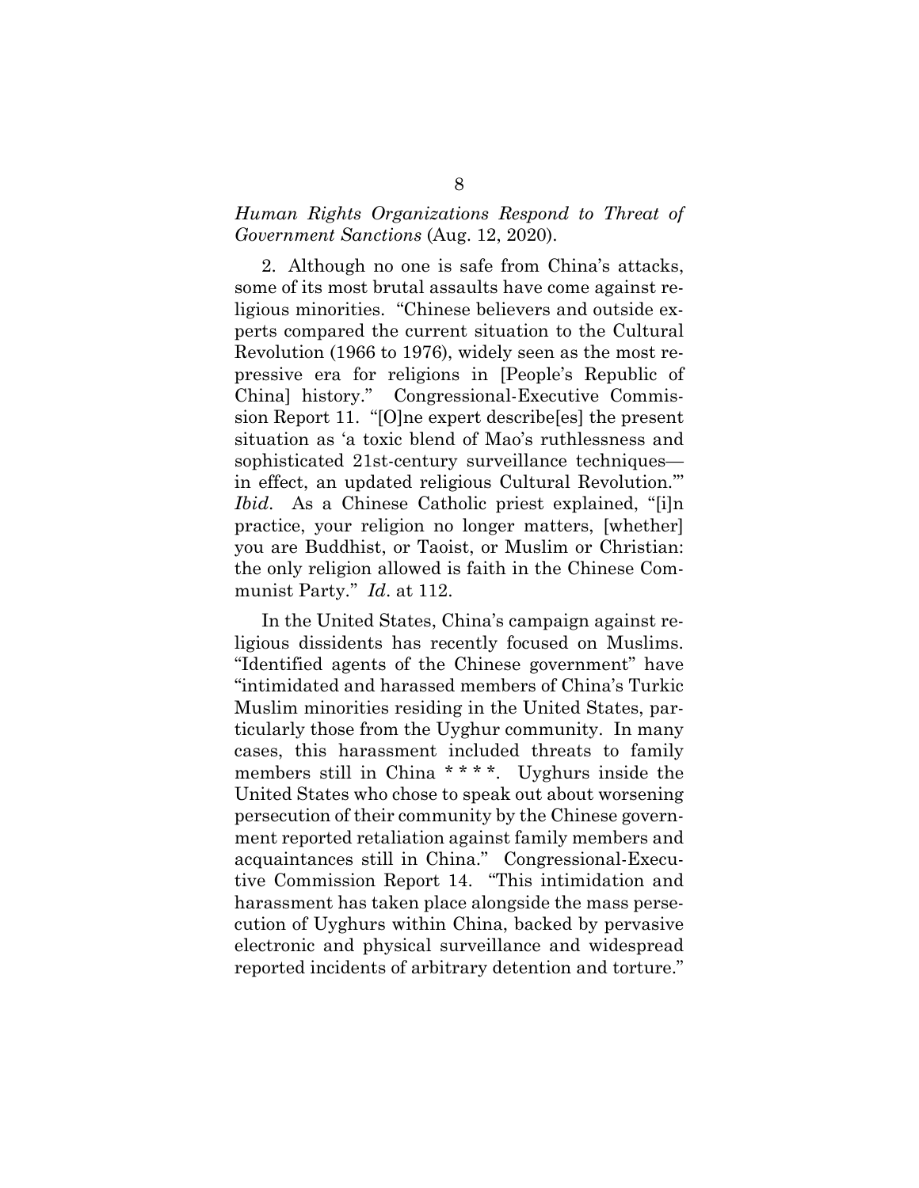*Human Rights Organizations Respond to Threat of Government Sanctions* (Aug. 12, 2020).

2. Although no one is safe from China's attacks, some of its most brutal assaults have come against religious minorities. "Chinese believers and outside experts compared the current situation to the Cultural Revolution (1966 to 1976), widely seen as the most repressive era for religions in [People's Republic of China] history." Congressional-Executive Commission Report 11. "[O]ne expert describe[es] the present situation as 'a toxic blend of Mao's ruthlessness and sophisticated 21st-century surveillance techniques—in effect, an updated religious Cultural Revolution.'" *Ibid*. As a Chinese Catholic priest explained, "[i]n practice, your religion no longer matters, [whether] you are Buddhist, or Taoist, or Muslim or Christian: the only religion allowed is faith in the Chinese Communist Party." *Id*. at 112.

In the United States, China's campaign against religious dissidents has recently focused on Muslims. "Identified agents of the Chinese government" have "intimidated and harassed members of China's Turkic Muslim minorities residing in the United States, particularly those from the Uyghur community. In many cases, this harassment included threats to family members still in China * * * *. Uyghurs inside the United States who chose to speak out about worsening persecution of their community by the Chinese government reported retaliation against family members and acquaintances still in China." Congressional-Executive Commission Report 14. "This intimidation and harassment has taken place alongside the mass persecution of Uyghurs within China, backed by pervasive electronic and physical surveillance and widespread reported incidents of arbitrary detention and torture."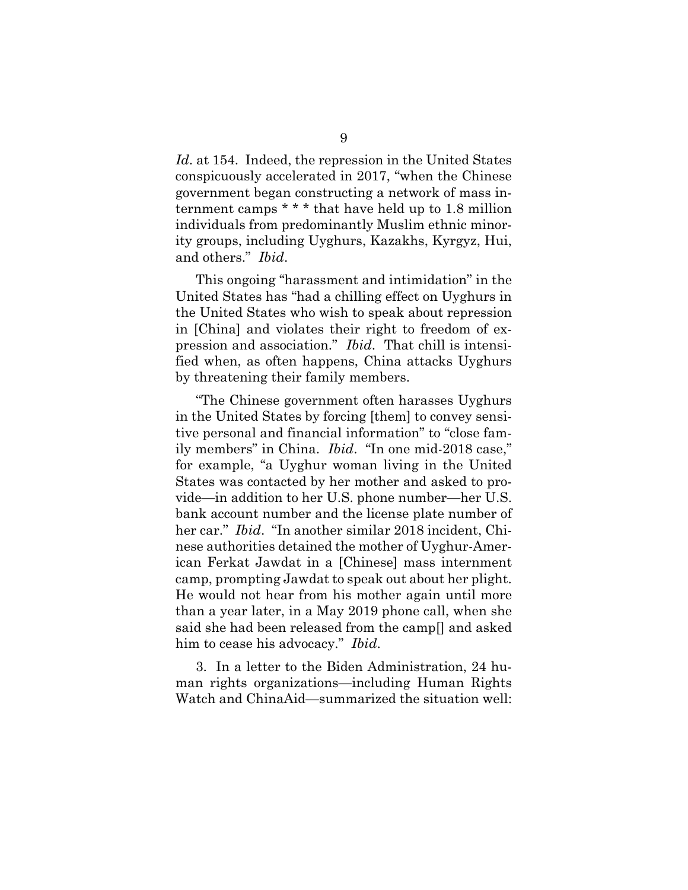*Id*. at 154. Indeed, the repression in the United States conspicuously accelerated in 2017, "when the Chinese government began constructing a network of mass internment camps * * * that have held up to 1.8 million individuals from predominantly Muslim ethnic minority groups, including Uyghurs, Kazakhs, Kyrgyz, Hui, and others." *Ibid*.

This ongoing "harassment and intimidation" in the United States has "had a chilling effect on Uyghurs in the United States who wish to speak about repression in [China] and violates their right to freedom of expression and association." *Ibid*. That chill is intensified when, as often happens, China attacks Uyghurs by threatening their family members.

"The Chinese government often harasses Uyghurs in the United States by forcing [them] to convey sensitive personal and financial information" to "close family members" in China. *Ibid*. "In one mid-2018 case," for example, "a Uyghur woman living in the United States was contacted by her mother and asked to provide—in addition to her U.S. phone number—her U.S. bank account number and the license plate number of her car." *Ibid*. "In another similar 2018 incident, Chinese authorities detained the mother of Uyghur-American Ferkat Jawdat in a [Chinese] mass internment camp, prompting Jawdat to speak out about her plight. He would not hear from his mother again until more than a year later, in a May 2019 phone call, when she said she had been released from the camp[] and asked him to cease his advocacy." *Ibid*.

3. In a letter to the Biden Administration, 24 human rights organizations—including Human Rights Watch and ChinaAid—summarized the situation well: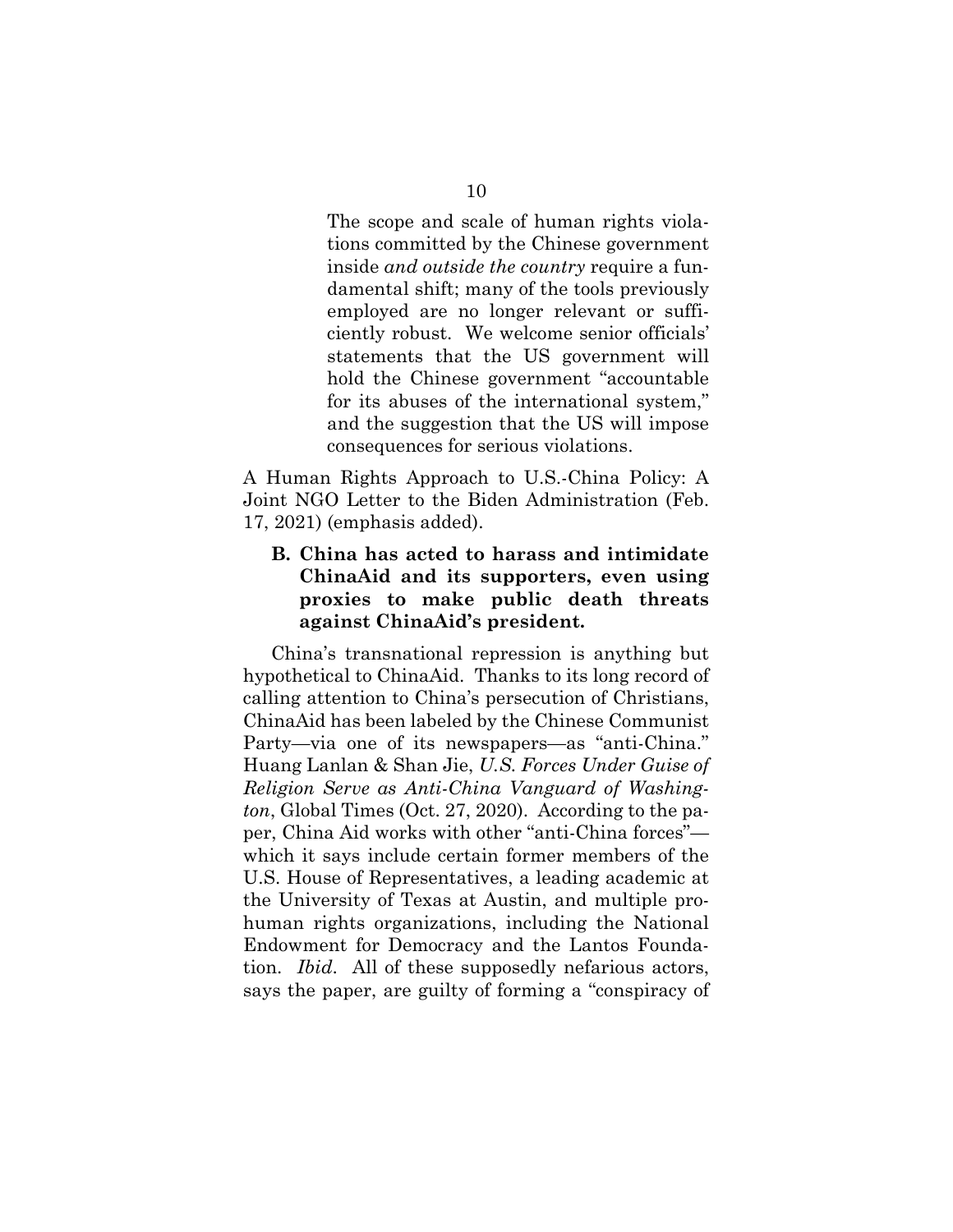> The scope and scale of human rights violations committed by the Chinese government inside *and outside the country* require a fundamental shift; many of the tools previously employed are no longer relevant or sufficiently robust. We welcome senior officials' statements that the US government will hold the Chinese government "accountable for its abuses of the international system," and the suggestion that the US will impose consequences for serious violations.

A Human Rights Approach to U.S.-China Policy: A Joint NGO Letter to the Biden Administration (Feb. 17, 2021) (emphasis added).

### B. China has acted to harass and intimidate ChinaAid and its supporters, even using proxies to make public death threats against ChinaAid's president.

China's transnational repression is anything but hypothetical to ChinaAid. Thanks to its long record of calling attention to China's persecution of Christians, ChinaAid has been labeled by the Chinese Communist Party—via one of its newspapers—as "anti-China." Huang Lanlan & Shan Jie, *U.S. Forces Under Guise of Religion Serve as Anti-China Vanguard of Washington*, Global Times (Oct. 27, 2020). According to the paper, China Aid works with other "anti-China forces"—which it says include certain former members of the U.S. House of Representatives, a leading academic at the University of Texas at Austin, and multiple pro-human rights organizations, including the National Endowment for Democracy and the Lantos Foundation. *Ibid*. All of these supposedly nefarious actors, says the paper, are guilty of forming a "conspiracy of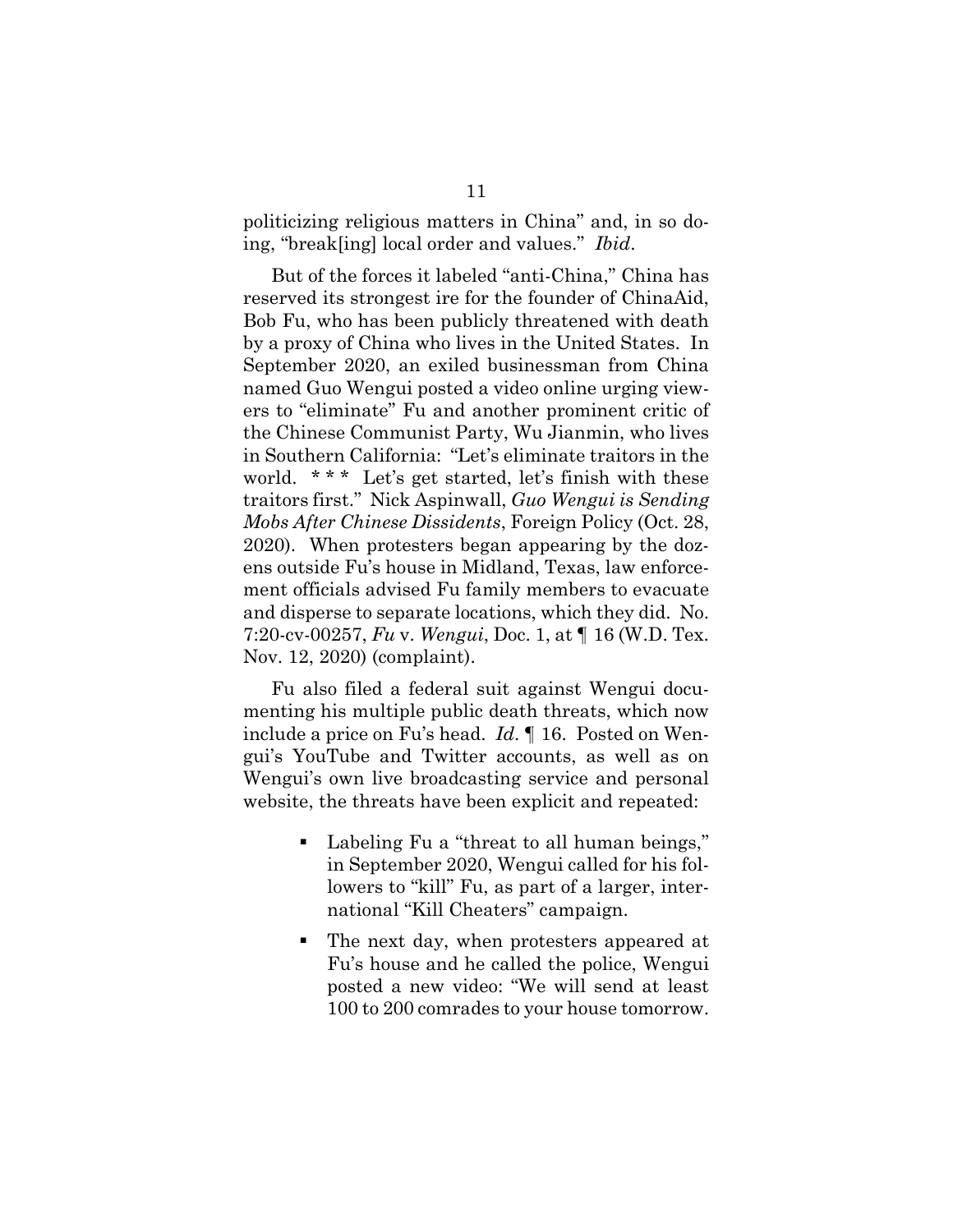politicizing religious matters in China" and, in so doing, "break[ing] local order and values." *Ibid*.

But of the forces it labeled "anti-China," China has reserved its strongest ire for the founder of ChinaAid, Bob Fu, who has been publicly threatened with death by a proxy of China who lives in the United States. In September 2020, an exiled businessman from China named Guo Wengui posted a video online urging viewers to "eliminate" Fu and another prominent critic of the Chinese Communist Party, Wu Jianmin, who lives in Southern California: "Let's eliminate traitors in the world. * * * Let's get started, let's finish with these traitors first." Nick Aspinwall, *Guo Wengui is Sending Mobs After Chinese Dissidents*, Foreign Policy (Oct. 28, 2020). When protesters began appearing by the dozens outside Fu's house in Midland, Texas, law enforcement officials advised Fu family members to evacuate and disperse to separate locations, which they did. No. 7:20-cv-00257, *Fu* v. *Wengui*, Doc. 1, at ¶ 16 (W.D. Tex. Nov. 12, 2020) (complaint).

Fu also filed a federal suit against Wengui documenting his multiple public death threats, which now include a price on Fu's head. *Id*. ¶ 16. Posted on Wengui's YouTube and Twitter accounts, as well as on Wengui's own live broadcasting service and personal website, the threats have been explicit and repeated:

- Labeling Fu a "threat to all human beings," in September 2020, Wengui called for his followers to "kill" Fu, as part of a larger, international "Kill Cheaters" campaign.
- The next day, when protesters appeared at Fu's house and he called the police, Wengui posted a new video: "We will send at least 100 to 200 comrades to your house tomorrow.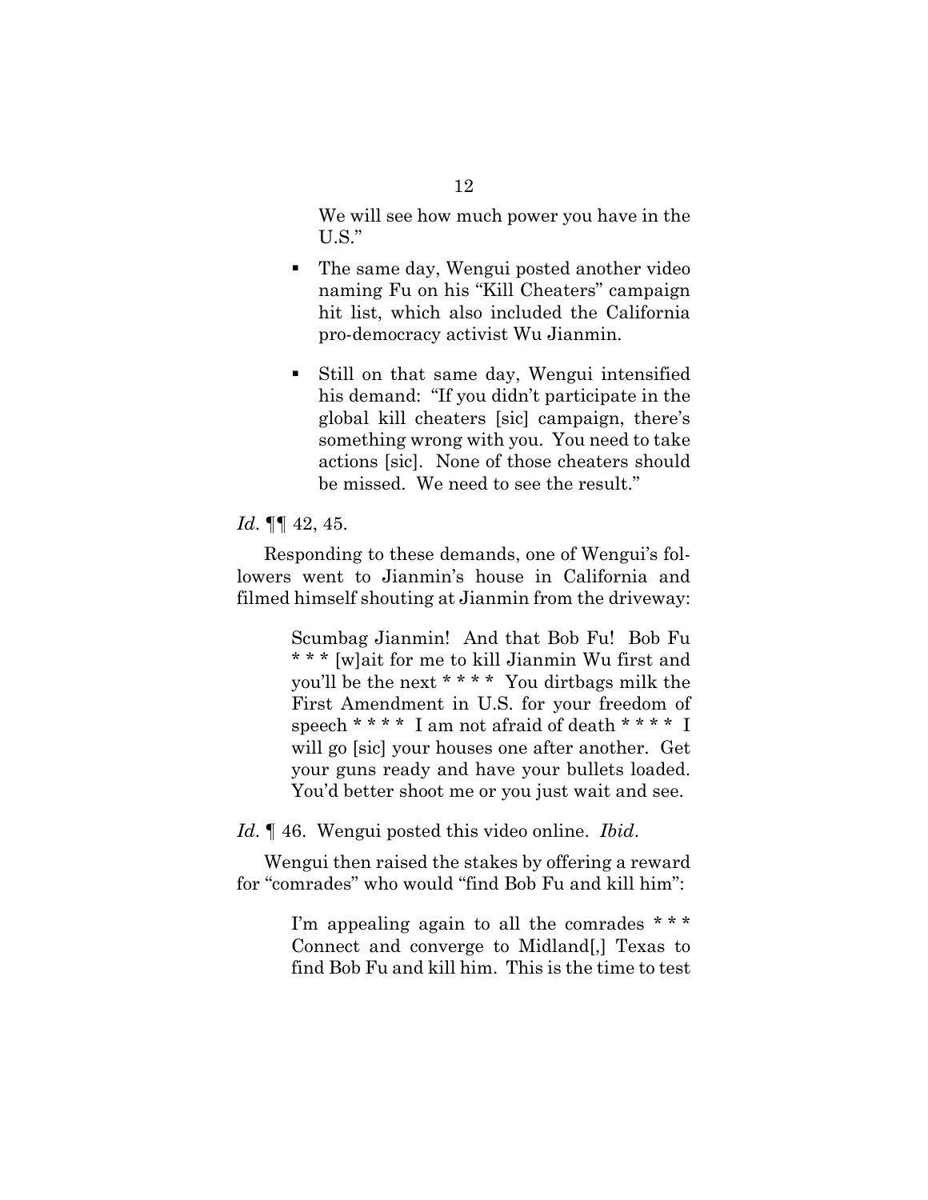> We will see how much power you have in the U.S."

- The same day, Wengui posted another video naming Fu on his "Kill Cheaters" campaign hit list, which also included the California pro-democracy activist Wu Jianmin.

- Still on that same day, Wengui intensified his demand: "If you didn't participate in the global kill cheaters [sic] campaign, there's something wrong with you. You need to take actions [sic]. None of those cheaters should be missed. We need to see the result."

*Id.* ¶¶ 42, 45.

Responding to these demands, one of Wengui's followers went to Jianmin's house in California and filmed himself shouting at Jianmin from the driveway:

> Scumbag Jianmin! And that Bob Fu! Bob Fu * * * [w]ait for me to kill Jianmin Wu first and you'll be the next * * * * You dirtbags milk the First Amendment in U.S. for your freedom of speech * * * * I am not afraid of death * * * * I will go [sic] your houses one after another. Get your guns ready and have your bullets loaded. You'd better shoot me or you just wait and see.

*Id.* ¶ 46. Wengui posted this video online. *Ibid.*

Wengui then raised the stakes by offering a reward for "comrades" who would "find Bob Fu and kill him":

> I'm appealing again to all the comrades * * * Connect and converge to Midland[,] Texas to find Bob Fu and kill him. This is the time to test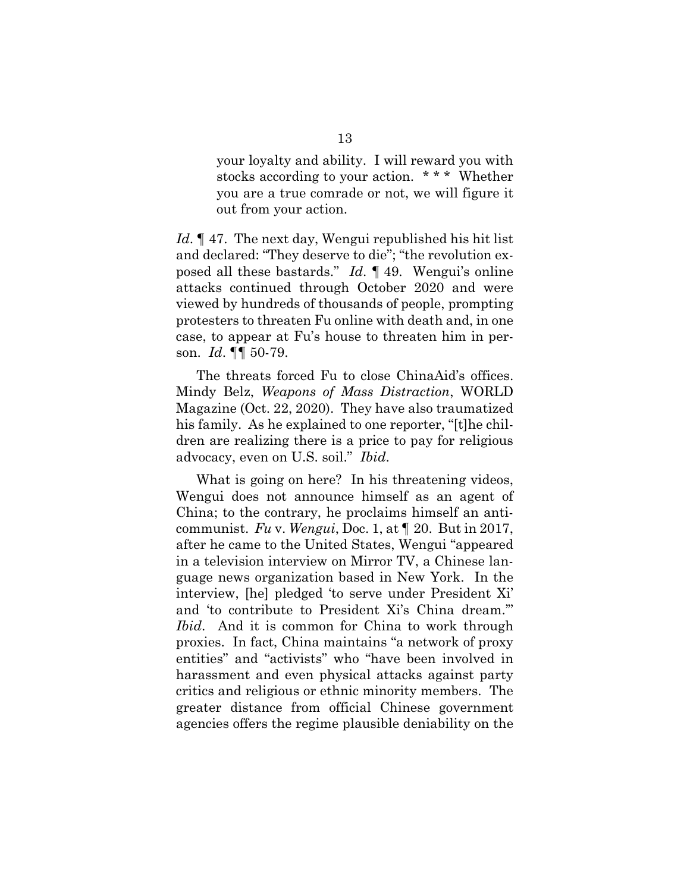> your loyalty and ability. I will reward you with stocks according to your action. * * * Whether you are a true comrade or not, we will figure it out from your action.

*Id*. ¶ 47. The next day, Wengui republished his hit list and declared: "They deserve to die"; "the revolution exposed all these bastards." *Id*. ¶ 49. Wengui's online attacks continued through October 2020 and were viewed by hundreds of thousands of people, prompting protesters to threaten Fu online with death and, in one case, to appear at Fu's house to threaten him in person. *Id*. ¶¶ 50-79.

The threats forced Fu to close ChinaAid's offices. Mindy Belz, *Weapons of Mass Distraction*, WORLD Magazine (Oct. 22, 2020). They have also traumatized his family. As he explained to one reporter, "[t]he children are realizing there is a price to pay for religious advocacy, even on U.S. soil." *Ibid*.

What is going on here? In his threatening videos, Wengui does not announce himself as an agent of China; to the contrary, he proclaims himself an anticommunist. *Fu* v. *Wengui*, Doc. 1, at ¶ 20. But in 2017, after he came to the United States, Wengui "appeared in a television interview on Mirror TV, a Chinese language news organization based in New York. In the interview, [he] pledged 'to serve under President Xi' and 'to contribute to President Xi's China dream.'" *Ibid*. And it is common for China to work through proxies. In fact, China maintains "a network of proxy entities" and "activists" who "have been involved in harassment and even physical attacks against party critics and religious or ethnic minority members. The greater distance from official Chinese government agencies offers the regime plausible deniability on the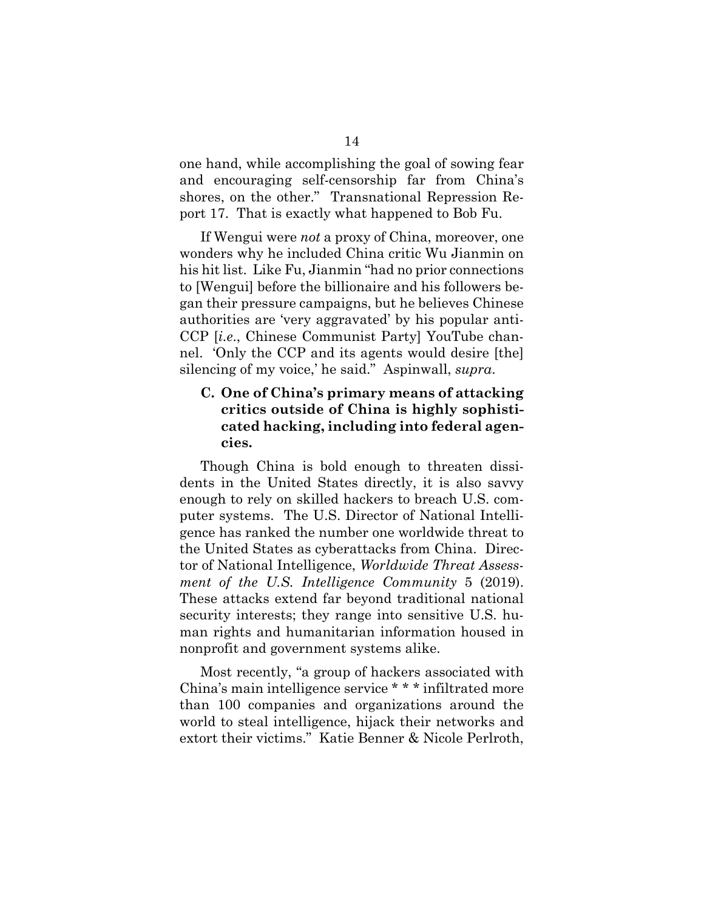one hand, while accomplishing the goal of sowing fear and encouraging self-censorship far from China's shores, on the other." Transnational Repression Report 17. That is exactly what happened to Bob Fu.

If Wengui were *not* a proxy of China, moreover, one wonders why he included China critic Wu Jianmin on his hit list. Like Fu, Jianmin "had no prior connections to [Wengui] before the billionaire and his followers began their pressure campaigns, but he believes Chinese authorities are 'very aggravated' by his popular anti-CCP [*i.e.*, Chinese Communist Party] YouTube channel. 'Only the CCP and its agents would desire [the] silencing of my voice,' he said." Aspinwall, *supra*.

### C. One of China's primary means of attacking critics outside of China is highly sophisticated hacking, including into federal agencies.

Though China is bold enough to threaten dissidents in the United States directly, it is also savvy enough to rely on skilled hackers to breach U.S. computer systems. The U.S. Director of National Intelligence has ranked the number one worldwide threat to the United States as cyberattacks from China. Director of National Intelligence, *Worldwide Threat Assessment of the U.S. Intelligence Community* 5 (2019). These attacks extend far beyond traditional national security interests; they range into sensitive U.S. human rights and humanitarian information housed in nonprofit and government systems alike.

Most recently, "a group of hackers associated with China's main intelligence service * * * infiltrated more than 100 companies and organizations around the world to steal intelligence, hijack their networks and extort their victims." Katie Benner & Nicole Perlroth,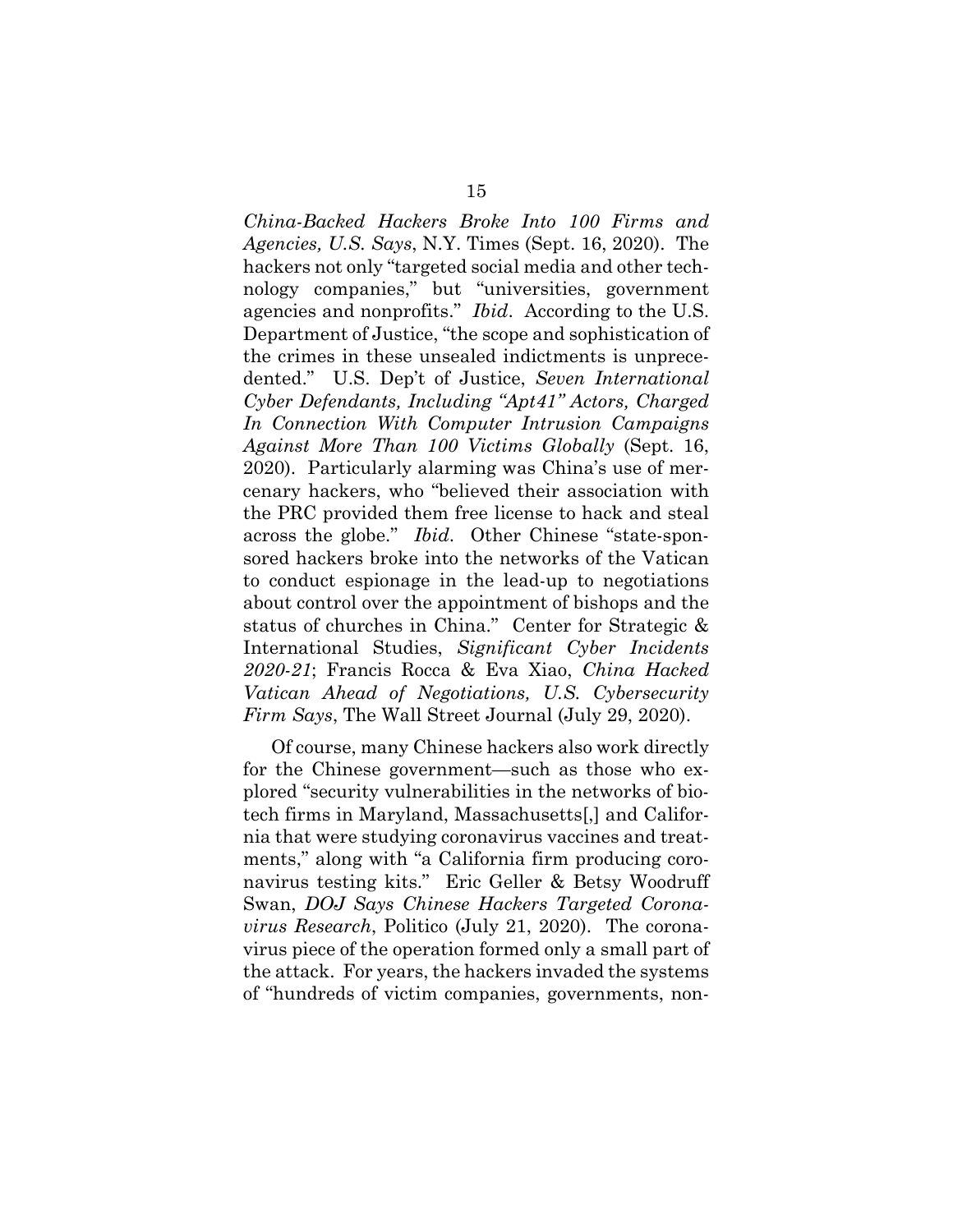*China-Backed Hackers Broke Into 100 Firms and Agencies, U.S. Says*, N.Y. Times (Sept. 16, 2020). The hackers not only "targeted social media and other technology companies," but "universities, government agencies and nonprofits." *Ibid*. According to the U.S. Department of Justice, "the scope and sophistication of the crimes in these unsealed indictments is unprecedented." U.S. Dep't of Justice, *Seven International Cyber Defendants, Including "Apt41" Actors, Charged In Connection With Computer Intrusion Campaigns Against More Than 100 Victims Globally* (Sept. 16, 2020). Particularly alarming was China's use of mercenary hackers, who "believed their association with the PRC provided them free license to hack and steal across the globe." *Ibid*. Other Chinese "state-sponsored hackers broke into the networks of the Vatican to conduct espionage in the lead-up to negotiations about control over the appointment of bishops and the status of churches in China." Center for Strategic & International Studies, *Significant Cyber Incidents 2020-21*; Francis Rocca & Eva Xiao, *China Hacked Vatican Ahead of Negotiations, U.S. Cybersecurity Firm Says*, The Wall Street Journal (July 29, 2020).

Of course, many Chinese hackers also work directly for the Chinese government—such as those who explored "security vulnerabilities in the networks of biotech firms in Maryland, Massachusetts[,] and California that were studying coronavirus vaccines and treatments," along with "a California firm producing coronavirus testing kits." Eric Geller & Betsy Woodruff Swan, *DOJ Says Chinese Hackers Targeted Coronavirus Research*, Politico (July 21, 2020). The coronavirus piece of the operation formed only a small part of the attack. For years, the hackers invaded the systems of "hundreds of victim companies, governments, non-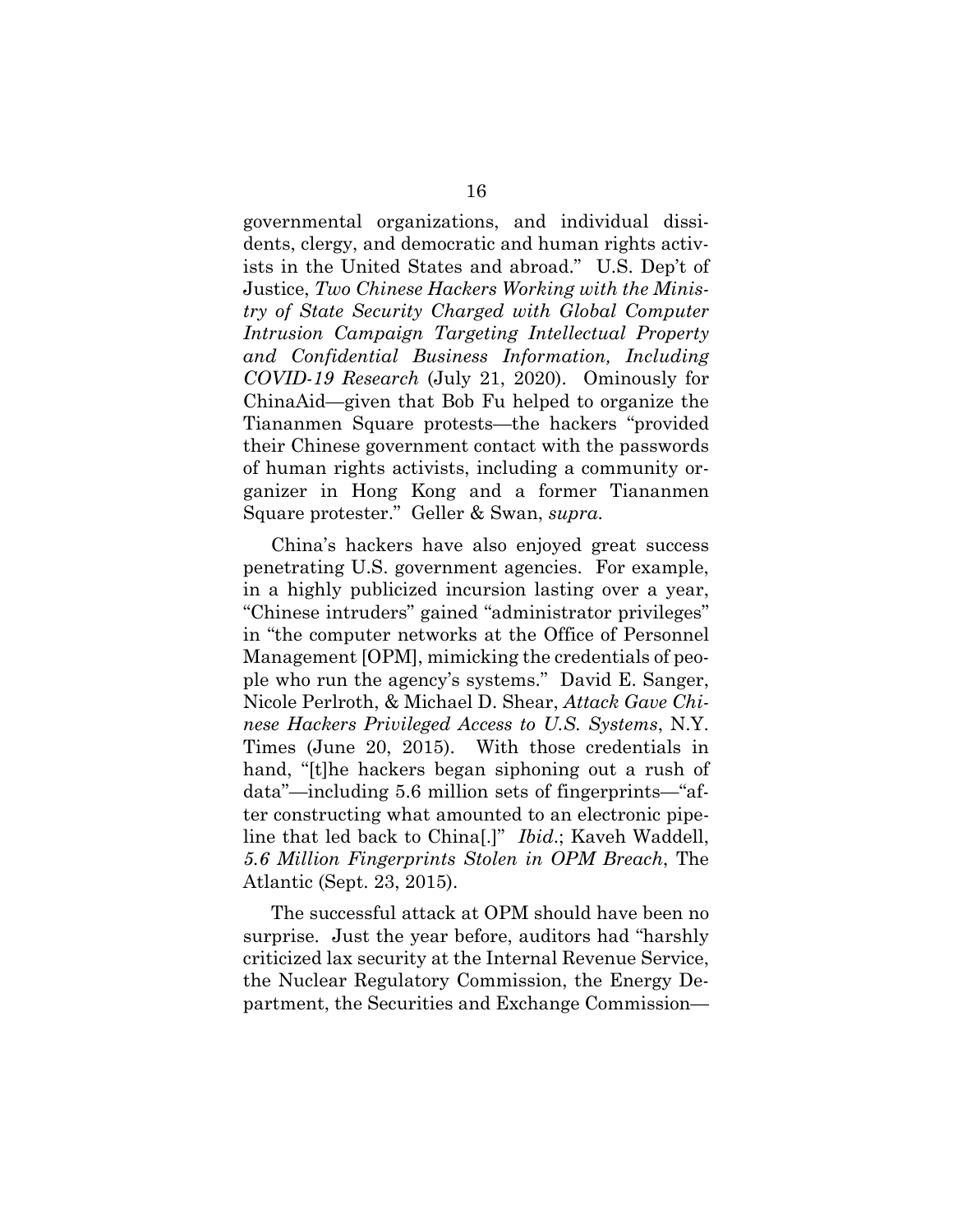governmental organizations, and individual dissidents, clergy, and democratic and human rights activists in the United States and abroad." U.S. Dep't of Justice, *Two Chinese Hackers Working with the Ministry of State Security Charged with Global Computer Intrusion Campaign Targeting Intellectual Property and Confidential Business Information, Including COVID-19 Research* (July 21, 2020). Ominously for ChinaAid—given that Bob Fu helped to organize the Tiananmen Square protests—the hackers "provided their Chinese government contact with the passwords of human rights activists, including a community organizer in Hong Kong and a former Tiananmen Square protester." Geller & Swan, *supra*.

China's hackers have also enjoyed great success penetrating U.S. government agencies. For example, in a highly publicized incursion lasting over a year, "Chinese intruders" gained "administrator privileges" in "the computer networks at the Office of Personnel Management [OPM], mimicking the credentials of people who run the agency's systems." David E. Sanger, Nicole Perlroth, & Michael D. Shear, *Attack Gave Chinese Hackers Privileged Access to U.S. Systems*, N.Y. Times (June 20, 2015). With those credentials in hand, "[t]he hackers began siphoning out a rush of data"—including 5.6 million sets of fingerprints—"after constructing what amounted to an electronic pipeline that led back to China[.]" *Ibid.*; Kaveh Waddell, *5.6 Million Fingerprints Stolen in OPM Breach*, The Atlantic (Sept. 23, 2015).

The successful attack at OPM should have been no surprise. Just the year before, auditors had "harshly criticized lax security at the Internal Revenue Service, the Nuclear Regulatory Commission, the Energy Department, the Securities and Exchange Commission—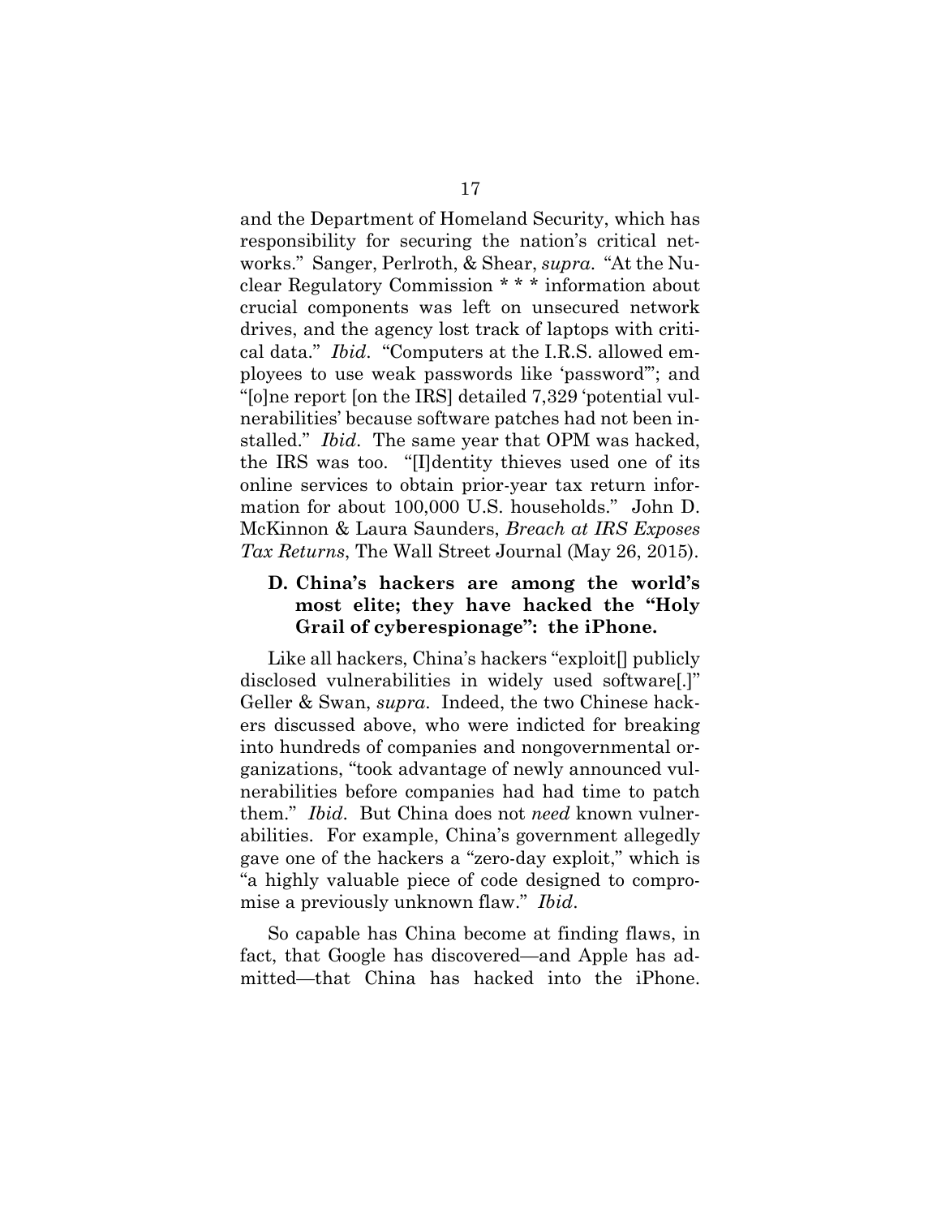and the Department of Homeland Security, which has responsibility for securing the nation's critical networks." Sanger, Perlroth, & Shear, *supra*. "At the Nuclear Regulatory Commission * * * information about crucial components was left on unsecured network drives, and the agency lost track of laptops with critical data." *Ibid*. "Computers at the I.R.S. allowed employees to use weak passwords like 'password'"; and "[o]ne report [on the IRS] detailed 7,329 'potential vulnerabilities' because software patches had not been installed." *Ibid*. The same year that OPM was hacked, the IRS was too. "[I]dentity thieves used one of its online services to obtain prior-year tax return information for about 100,000 U.S. households." John D. McKinnon & Laura Saunders, *Breach at IRS Exposes Tax Returns*, The Wall Street Journal (May 26, 2015).

### D. China's hackers are among the world's most elite; they have hacked the "Holy Grail of cyberespionage": the iPhone.

Like all hackers, China's hackers "exploit[] publicly disclosed vulnerabilities in widely used software[.]" Geller & Swan, *supra*. Indeed, the two Chinese hackers discussed above, who were indicted for breaking into hundreds of companies and nongovernmental organizations, "took advantage of newly announced vulnerabilities before companies had had time to patch them." *Ibid*. But China does not *need* known vulnerabilities. For example, China's government allegedly gave one of the hackers a "zero-day exploit," which is "a highly valuable piece of code designed to compromise a previously unknown flaw." *Ibid*.

So capable has China become at finding flaws, in fact, that Google has discovered—and Apple has admitted—that China has hacked into the iPhone.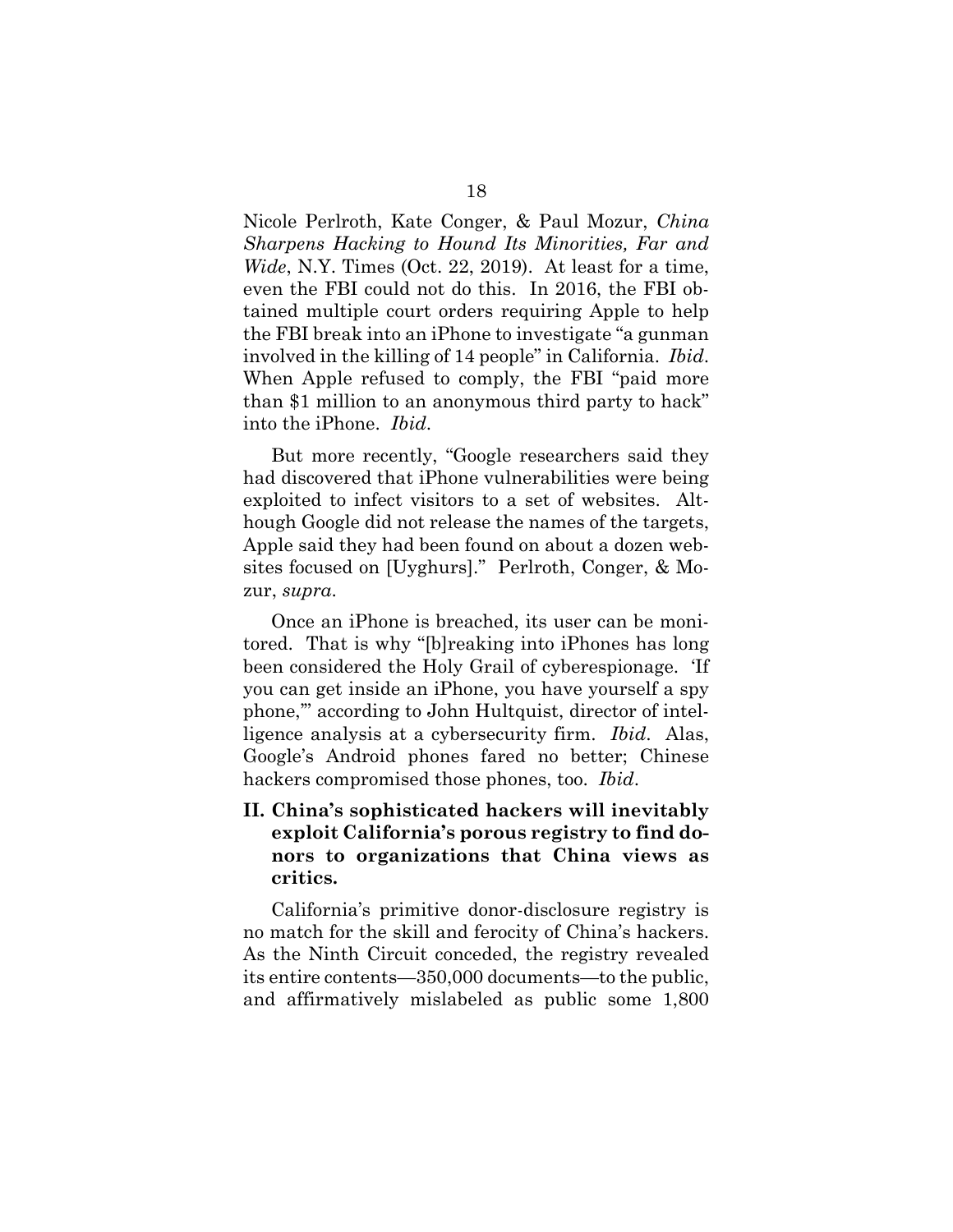Nicole Perlroth, Kate Conger, & Paul Mozur, *China Sharpens Hacking to Hound Its Minorities, Far and Wide*, N.Y. Times (Oct. 22, 2019). At least for a time, even the FBI could not do this. In 2016, the FBI obtained multiple court orders requiring Apple to help the FBI break into an iPhone to investigate "a gunman involved in the killing of 14 people" in California. *Ibid*. When Apple refused to comply, the FBI "paid more than $1 million to an anonymous third party to hack" into the iPhone. *Ibid*.

But more recently, "Google researchers said they had discovered that iPhone vulnerabilities were being exploited to infect visitors to a set of websites. Although Google did not release the names of the targets, Apple said they had been found on about a dozen websites focused on [Uyghurs]." Perlroth, Conger, & Mozur, *supra*.

Once an iPhone is breached, its user can be monitored. That is why "[b]reaking into iPhones has long been considered the Holy Grail of cyberespionage. 'If you can get inside an iPhone, you have yourself a spy phone,'" according to John Hultquist, director of intelligence analysis at a cybersecurity firm. *Ibid*. Alas, Google's Android phones fared no better; Chinese hackers compromised those phones, too. *Ibid*.

## II. China's sophisticated hackers will inevitably exploit California's porous registry to find donors to organizations that China views as critics.

California's primitive donor-disclosure registry is no match for the skill and ferocity of China's hackers. As the Ninth Circuit conceded, the registry revealed its entire contents—350,000 documents—to the public, and affirmatively mislabeled as public some 1,800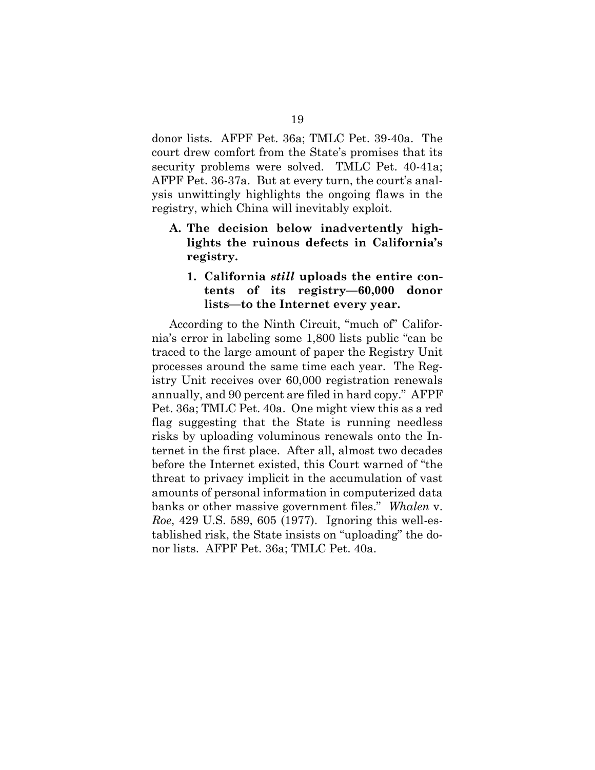donor lists. AFPF Pet. 36a; TMLC Pet. 39-40a. The court drew comfort from the State's promises that its security problems were solved. TMLC Pet. 40-41a; AFPF Pet. 36-37a. But at every turn, the court's analysis unwittingly highlights the ongoing flaws in the registry, which China will inevitably exploit.

### A. The decision below inadvertently highlights the ruinous defects in California's registry.

#### 1. California *still* uploads the entire contents of its registry—60,000 donor lists—to the Internet every year.

According to the Ninth Circuit, "much of" California's error in labeling some 1,800 lists public "can be traced to the large amount of paper the Registry Unit processes around the same time each year. The Registry Unit receives over 60,000 registration renewals annually, and 90 percent are filed in hard copy." AFPF Pet. 36a; TMLC Pet. 40a. One might view this as a red flag suggesting that the State is running needless risks by uploading voluminous renewals onto the Internet in the first place. After all, almost two decades before the Internet existed, this Court warned of "the threat to privacy implicit in the accumulation of vast amounts of personal information in computerized data banks or other massive government files." *Whalen* v. *Roe*, 429 U.S. 589, 605 (1977). Ignoring this well-established risk, the State insists on "uploading" the donor lists. AFPF Pet. 36a; TMLC Pet. 40a.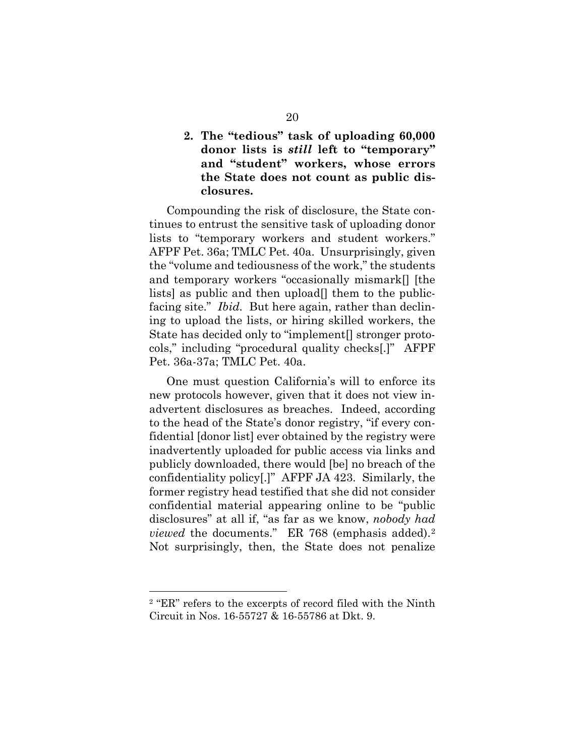### 2. The "tedious" task of uploading 60,000 donor lists is *still* left to "temporary" and "student" workers, whose errors the State does not count as public disclosures.

Compounding the risk of disclosure, the State continues to entrust the sensitive task of uploading donor lists to "temporary workers and student workers." AFPF Pet. 36a; TMLC Pet. 40a. Unsurprisingly, given the "volume and tediousness of the work," the students and temporary workers "occasionally mismark[] [the lists] as public and then upload[] them to the public-facing site." *Ibid.* But here again, rather than declining to upload the lists, or hiring skilled workers, the State has decided only to "implement[] stronger protocols," including "procedural quality checks[.]" AFPF Pet. 36a-37a; TMLC Pet. 40a.

One must question California's will to enforce its new protocols however, given that it does not view inadvertent disclosures as breaches. Indeed, according to the head of the State's donor registry, "if every confidential [donor list] ever obtained by the registry were inadvertently uploaded for public access via links and publicly downloaded, there would [be] no breach of the confidentiality policy[.]" AFPF JA 423. Similarly, the former registry head testified that she did not consider confidential material appearing online to be "public disclosures" at all if, "as far as we know, *nobody had viewed* the documents." ER 768 (emphasis added).[2] Not surprisingly, then, the State does not penalize

---

[2] "ER" refers to the excerpts of record filed with the Ninth Circuit in Nos. 16-55727 & 16-55786 at Dkt. 9.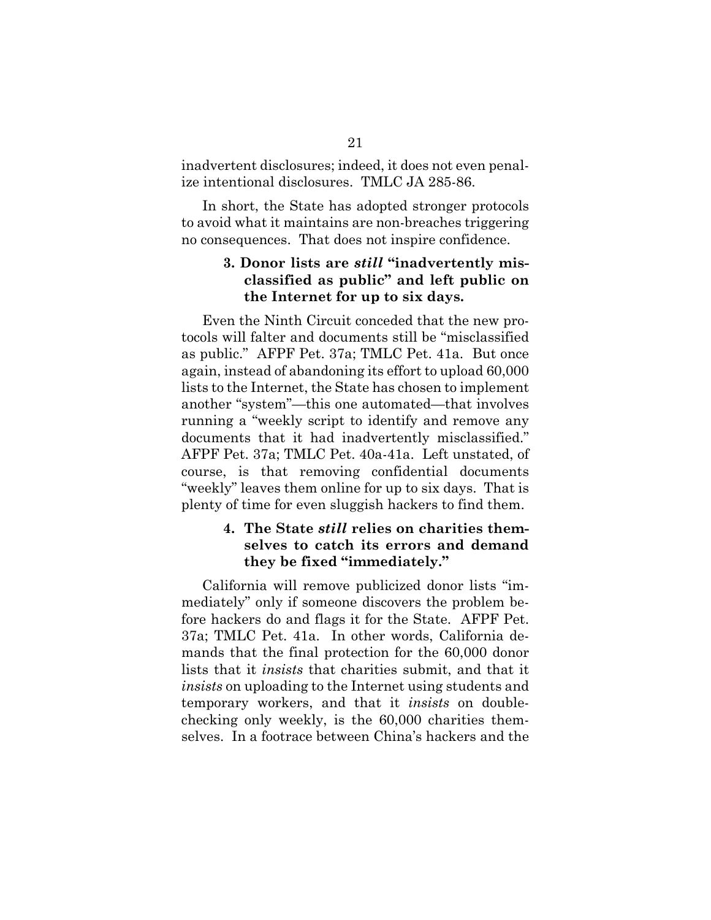inadvertent disclosures; indeed, it does not even penalize intentional disclosures. TMLC JA 285-86.

In short, the State has adopted stronger protocols to avoid what it maintains are non-breaches triggering no consequences. That does not inspire confidence.

### 3. Donor lists are *still* "inadvertently misclassified as public" and left public on the Internet for up to six days.

Even the Ninth Circuit conceded that the new protocols will falter and documents still be "misclassified as public." AFPF Pet. 37a; TMLC Pet. 41a. But once again, instead of abandoning its effort to upload 60,000 lists to the Internet, the State has chosen to implement another "system"—this one automated—that involves running a "weekly script to identify and remove any documents that it had inadvertently misclassified." AFPF Pet. 37a; TMLC Pet. 40a-41a. Left unstated, of course, is that removing confidential documents "weekly" leaves them online for up to six days. That is plenty of time for even sluggish hackers to find them.

### 4. The State *still* relies on charities themselves to catch its errors and demand they be fixed "immediately."

California will remove publicized donor lists "immediately" only if someone discovers the problem before hackers do and flags it for the State. AFPF Pet. 37a; TMLC Pet. 41a. In other words, California demands that the final protection for the 60,000 donor lists that it *insists* that charities submit, and that it *insists* on uploading to the Internet using students and temporary workers, and that it *insists* on double-checking only weekly, is the 60,000 charities themselves. In a footrace between China's hackers and the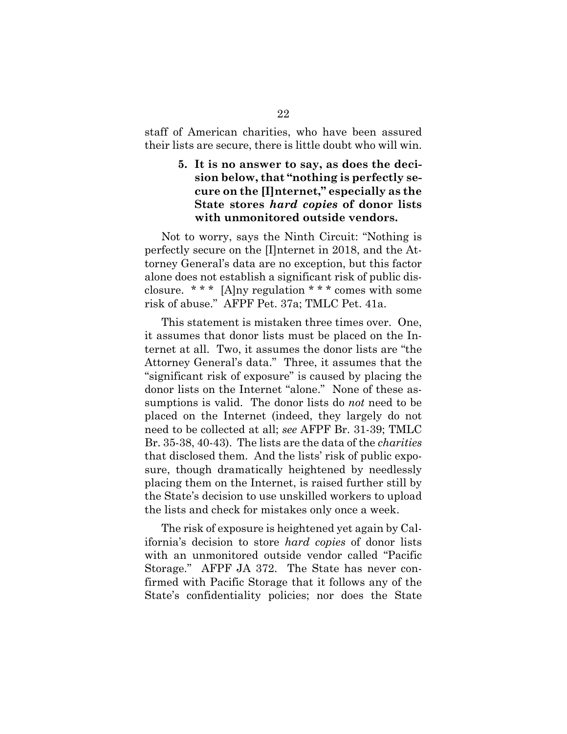staff of American charities, who have been assured their lists are secure, there is little doubt who will win.

### 5. It is no answer to say, as does the decision below, that "nothing is perfectly secure on the [I]nternet," especially as the State stores *hard copies* of donor lists with unmonitored outside vendors.

Not to worry, says the Ninth Circuit: "Nothing is perfectly secure on the [I]nternet in 2018, and the Attorney General's data are no exception, but this factor alone does not establish a significant risk of public disclosure. * * * [A]ny regulation * * * comes with some risk of abuse." AFPF Pet. 37a; TMLC Pet. 41a.

This statement is mistaken three times over. One, it assumes that donor lists must be placed on the Internet at all. Two, it assumes the donor lists are "the Attorney General's data." Three, it assumes that the "significant risk of exposure" is caused by placing the donor lists on the Internet "alone." None of these assumptions is valid. The donor lists do *not* need to be placed on the Internet (indeed, they largely do not need to be collected at all; *see* AFPF Br. 31-39; TMLC Br. 35-38, 40-43). The lists are the data of the *charities* that disclosed them. And the lists' risk of public exposure, though dramatically heightened by needlessly placing them on the Internet, is raised further still by the State's decision to use unskilled workers to upload the lists and check for mistakes only once a week.

The risk of exposure is heightened yet again by California's decision to store *hard copies* of donor lists with an unmonitored outside vendor called "Pacific Storage." AFPF JA 372. The State has never confirmed with Pacific Storage that it follows any of the State's confidentiality policies; nor does the State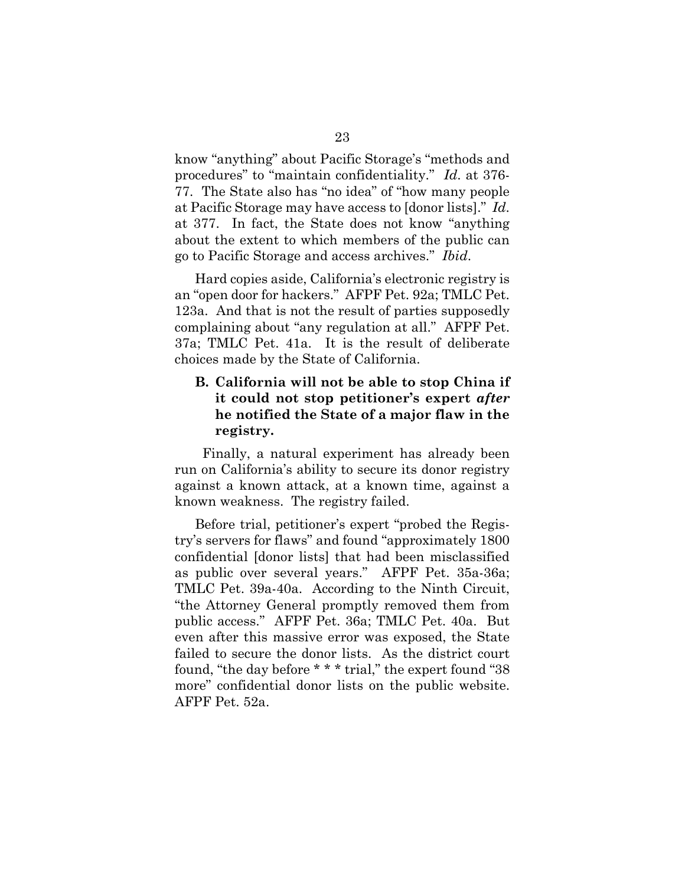know "anything" about Pacific Storage's "methods and procedures" to "maintain confidentiality." *Id.* at 376-77. The State also has "no idea" of "how many people at Pacific Storage may have access to [donor lists]." *Id.* at 377. In fact, the State does not know "anything about the extent to which members of the public can go to Pacific Storage and access archives." *Ibid.*

Hard copies aside, California's electronic registry is an "open door for hackers." AFPF Pet. 92a; TMLC Pet. 123a. And that is not the result of parties supposedly complaining about "any regulation at all." AFPF Pet. 37a; TMLC Pet. 41a. It is the result of deliberate choices made by the State of California.

### B. California will not be able to stop China if it could not stop petitioner's expert *after* he notified the State of a major flaw in the registry.

Finally, a natural experiment has already been run on California's ability to secure its donor registry against a known attack, at a known time, against a known weakness. The registry failed.

Before trial, petitioner's expert "probed the Registry's servers for flaws" and found "approximately 1800 confidential [donor lists] that had been misclassified as public over several years." AFPF Pet. 35a-36a; TMLC Pet. 39a-40a. According to the Ninth Circuit, "the Attorney General promptly removed them from public access." AFPF Pet. 36a; TMLC Pet. 40a. But even after this massive error was exposed, the State failed to secure the donor lists. As the district court found, "the day before * * * trial," the expert found "38 more" confidential donor lists on the public website. AFPF Pet. 52a.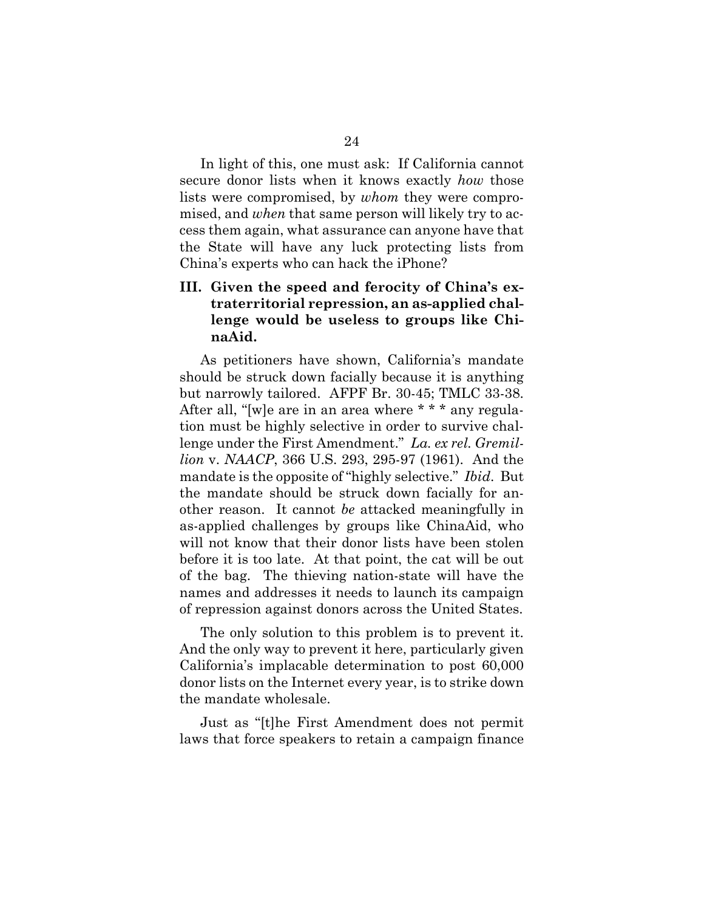In light of this, one must ask: If California cannot secure donor lists when it knows exactly *how* those lists were compromised, by *whom* they were compromised, and *when* that same person will likely try to access them again, what assurance can anyone have that the State will have any luck protecting lists from China's experts who can hack the iPhone?

## III. Given the speed and ferocity of China's extraterritorial repression, an as-applied challenge would be useless to groups like ChinaAid.

As petitioners have shown, California's mandate should be struck down facially because it is anything but narrowly tailored. AFPF Br. 30-45; TMLC 33-38. After all, "[w]e are in an area where * * * any regulation must be highly selective in order to survive challenge under the First Amendment." *La. ex rel. Gremillion* v. *NAACP*, 366 U.S. 293, 295-97 (1961). And the mandate is the opposite of "highly selective." *Ibid*. But the mandate should be struck down facially for another reason. It cannot *be* attacked meaningfully in as-applied challenges by groups like ChinaAid, who will not know that their donor lists have been stolen before it is too late. At that point, the cat will be out of the bag. The thieving nation-state will have the names and addresses it needs to launch its campaign of repression against donors across the United States.

The only solution to this problem is to prevent it. And the only way to prevent it here, particularly given California's implacable determination to post 60,000 donor lists on the Internet every year, is to strike down the mandate wholesale.

Just as "[t]he First Amendment does not permit laws that force speakers to retain a campaign finance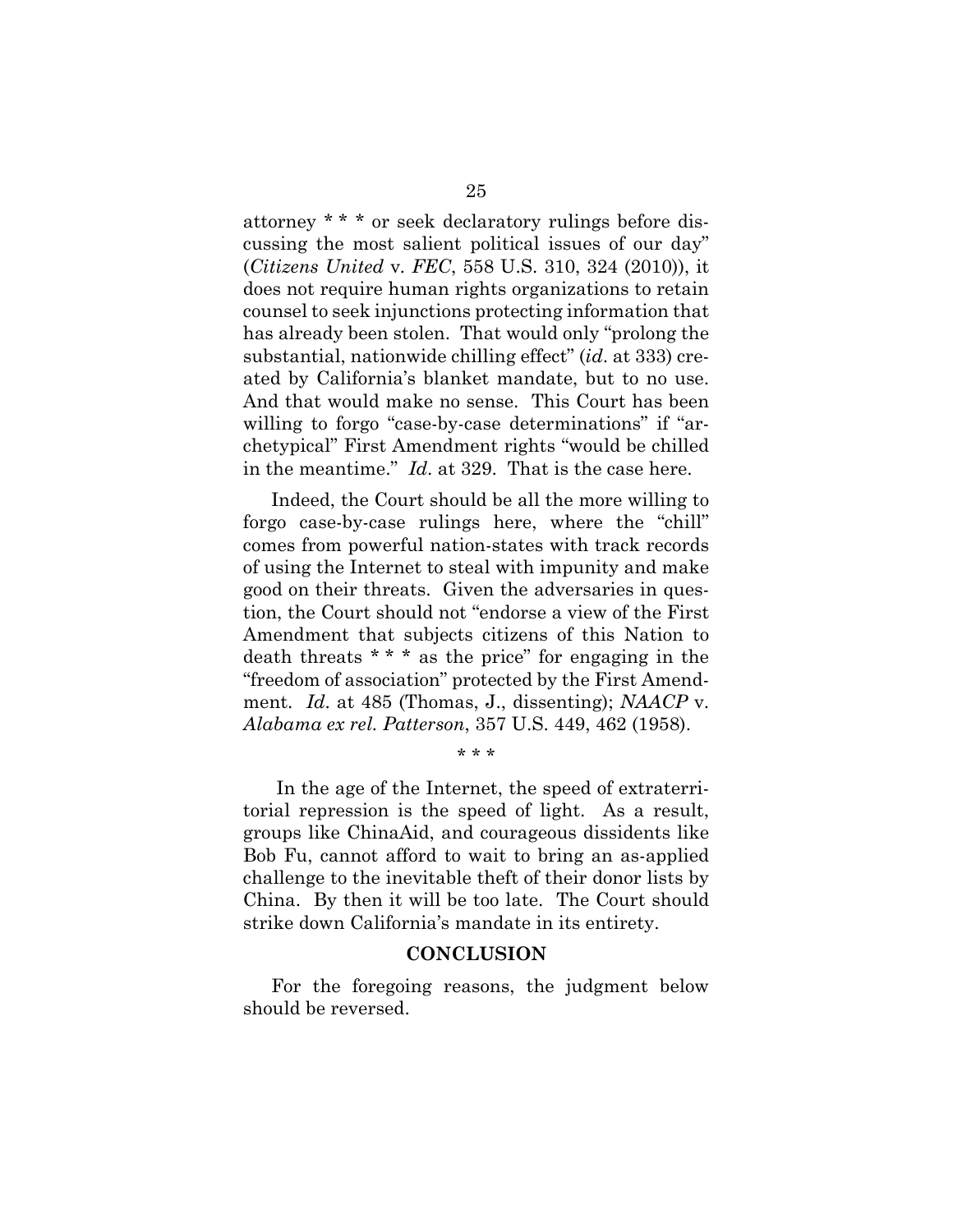attorney * * * or seek declaratory rulings before discussing the most salient political issues of our day" (*Citizens United* v. *FEC*, 558 U.S. 310, 324 (2010)), it does not require human rights organizations to retain counsel to seek injunctions protecting information that has already been stolen. That would only "prolong the substantial, nationwide chilling effect" (*id*. at 333) created by California's blanket mandate, but to no use. And that would make no sense. This Court has been willing to forgo "case-by-case determinations" if "archetypical" First Amendment rights "would be chilled in the meantime." *Id*. at 329. That is the case here.

Indeed, the Court should be all the more willing to forgo case-by-case rulings here, where the "chill" comes from powerful nation-states with track records of using the Internet to steal with impunity and make good on their threats. Given the adversaries in question, the Court should not "endorse a view of the First Amendment that subjects citizens of this Nation to death threats * * * as the price" for engaging in the "freedom of association" protected by the First Amendment. *Id*. at 485 (Thomas, J., dissenting); *NAACP* v. *Alabama ex rel. Patterson*, 357 U.S. 449, 462 (1958).

\* \* \*

In the age of the Internet, the speed of extraterritorial repression is the speed of light. As a result, groups like ChinaAid, and courageous dissidents like Bob Fu, cannot afford to wait to bring an as-applied challenge to the inevitable theft of their donor lists by China. By then it will be too late. The Court should strike down California's mandate in its entirety.

## CONCLUSION

For the foregoing reasons, the judgment below should be reversed.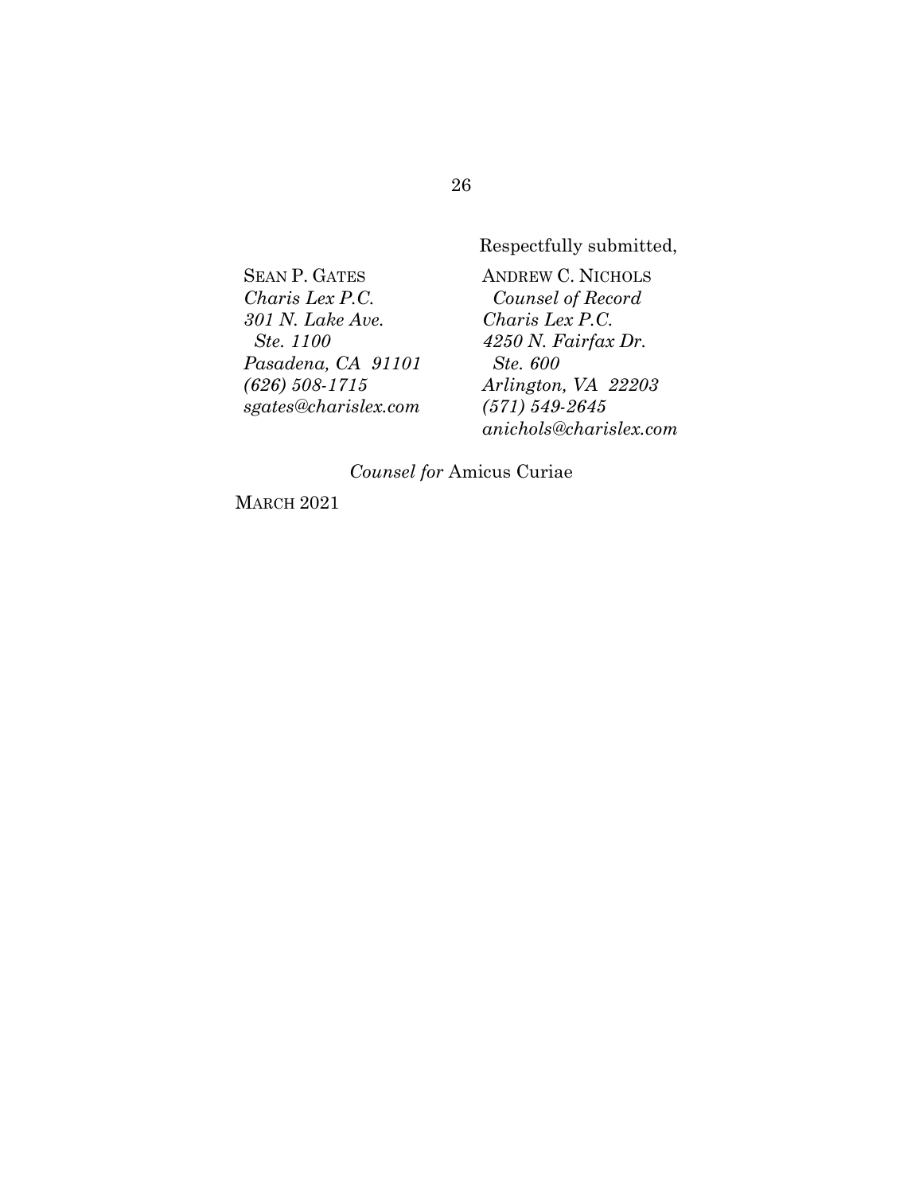Respectfully submitted,

SEAN P. GATES
*Charis Lex P.C.*
*301 N. Lake Ave.*
*Ste. 1100*
*Pasadena, CA 91101*
*(626) 508-1715*
*sgates@charislex.com*

ANDREW C. NICHOLS
*Counsel of Record*
*Charis Lex P.C.*
*4250 N. Fairfax Dr.*
*Ste. 600*
*Arlington, VA 22203*
*(571) 549-2645*
*anichols@charislex.com*

*Counsel for* Amicus Curiae

MARCH 2021